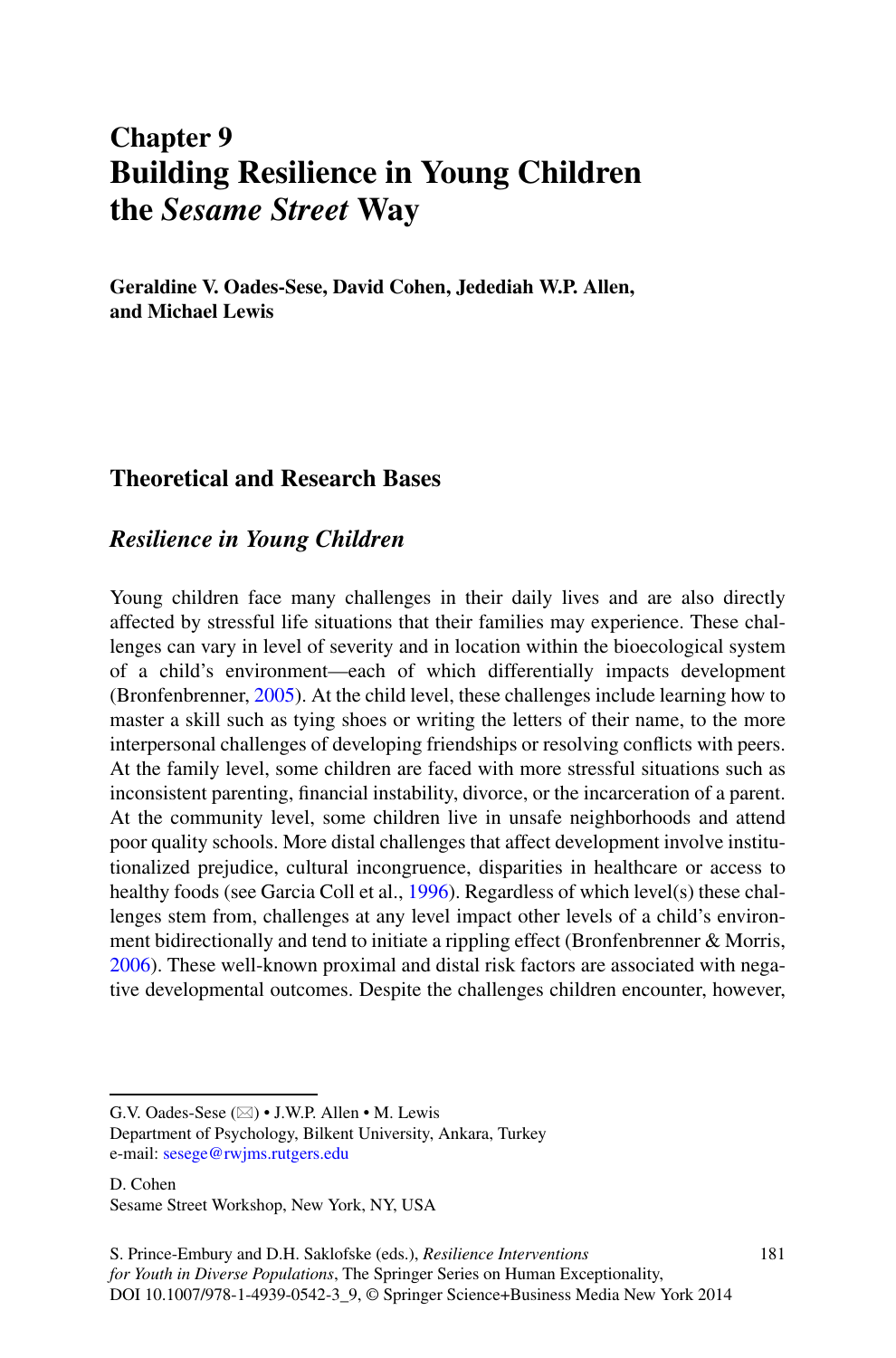# Chapter 9
# Building Resilience in Young Children the *Sesame Street* Way

**Geraldine V. Oades-Sese, David Cohen, Jedediah W.P. Allen, and Michael Lewis**

## Theoretical and Research Bases

### *Resilience in Young Children*

Young children face many challenges in their daily lives and are also directly affected by stressful life situations that their families may experience. These challenges can vary in level of severity and in location within the bioecological system of a child's environment—each of which differentially impacts development (Bronfenbrenner, 2005). At the child level, these challenges include learning how to master a skill such as tying shoes or writing the letters of their name, to the more interpersonal challenges of developing friendships or resolving conflicts with peers. At the family level, some children are faced with more stressful situations such as inconsistent parenting, financial instability, divorce, or the incarceration of a parent. At the community level, some children live in unsafe neighborhoods and attend poor quality schools. More distal challenges that affect development involve institutionalized prejudice, cultural incongruence, disparities in healthcare or access to healthy foods (see Garcia Coll et al., 1996). Regardless of which level(s) these challenges stem from, challenges at any level impact other levels of a child's environment bidirectionally and tend to initiate a rippling effect (Bronfenbrenner & Morris, 2006). These well-known proximal and distal risk factors are associated with negative developmental outcomes. Despite the challenges children encounter, however,

---

G.V. Oades-Sese (✉) • J.W.P. Allen • M. Lewis
Department of Psychology, Bilkent University, Ankara, Turkey
e-mail: sesege@rwjms.rutgers.edu

D. Cohen
Sesame Street Workshop, New York, NY, USA

S. Prince-Embury and D.H. Saklofske (eds.), *Resilience Interventions for Youth in Diverse Populations*, The Springer Series on Human Exceptionality, DOI 10.1007/978-1-4939-0542-3_9, © Springer Science+Business Media New York 2014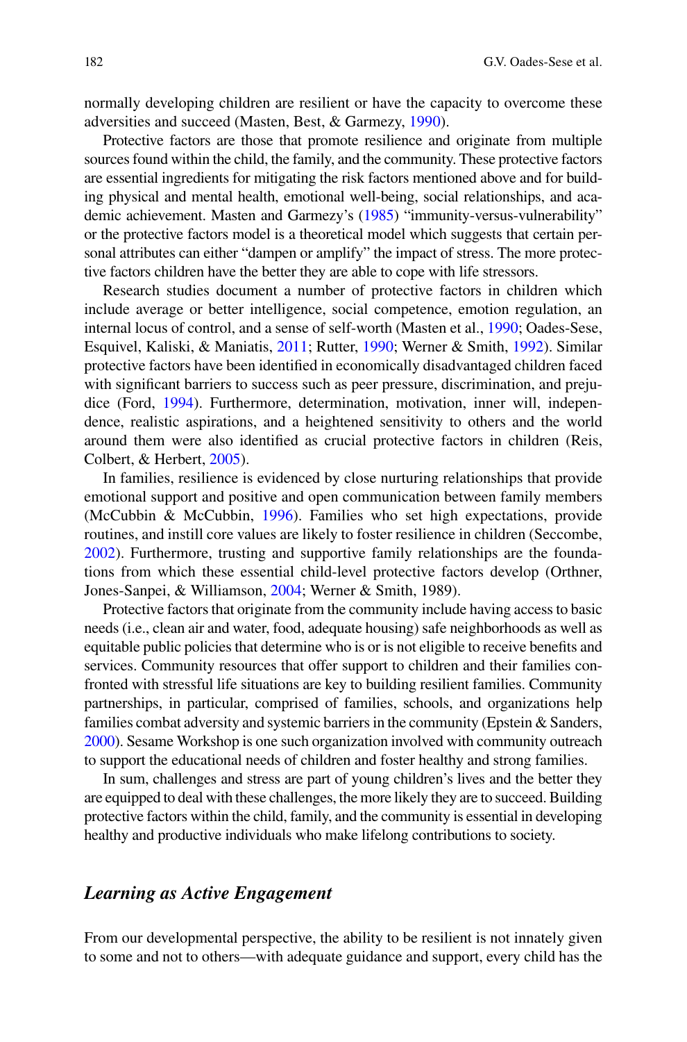normally developing children are resilient or have the capacity to overcome these adversities and succeed (Masten, Best, & Garmezy, 1990).

Protective factors are those that promote resilience and originate from multiple sources found within the child, the family, and the community. These protective factors are essential ingredients for mitigating the risk factors mentioned above and for building physical and mental health, emotional well-being, social relationships, and academic achievement. Masten and Garmezy's (1985) "immunity-versus-vulnerability" or the protective factors model is a theoretical model which suggests that certain personal attributes can either "dampen or amplify" the impact of stress. The more protective factors children have the better they are able to cope with life stressors.

Research studies document a number of protective factors in children which include average or better intelligence, social competence, emotion regulation, an internal locus of control, and a sense of self-worth (Masten et al., 1990; Oades-Sese, Esquivel, Kaliski, & Maniatis, 2011; Rutter, 1990; Werner & Smith, 1992). Similar protective factors have been identified in economically disadvantaged children faced with significant barriers to success such as peer pressure, discrimination, and prejudice (Ford, 1994). Furthermore, determination, motivation, inner will, independence, realistic aspirations, and a heightened sensitivity to others and the world around them were also identified as crucial protective factors in children (Reis, Colbert, & Herbert, 2005).

In families, resilience is evidenced by close nurturing relationships that provide emotional support and positive and open communication between family members (McCubbin & McCubbin, 1996). Families who set high expectations, provide routines, and instill core values are likely to foster resilience in children (Seccombe, 2002). Furthermore, trusting and supportive family relationships are the foundations from which these essential child-level protective factors develop (Orthner, Jones-Sanpei, & Williamson, 2004; Werner & Smith, 1989).

Protective factors that originate from the community include having access to basic needs (i.e., clean air and water, food, adequate housing) safe neighborhoods as well as equitable public policies that determine who is or is not eligible to receive benefits and services. Community resources that offer support to children and their families confronted with stressful life situations are key to building resilient families. Community partnerships, in particular, comprised of families, schools, and organizations help families combat adversity and systemic barriers in the community (Epstein & Sanders, 2000). Sesame Workshop is one such organization involved with community outreach to support the educational needs of children and foster healthy and strong families.

In sum, challenges and stress are part of young children's lives and the better they are equipped to deal with these challenges, the more likely they are to succeed. Building protective factors within the child, family, and the community is essential in developing healthy and productive individuals who make lifelong contributions to society.

## *Learning as Active Engagement*

From our developmental perspective, the ability to be resilient is not innately given to some and not to others—with adequate guidance and support, every child has the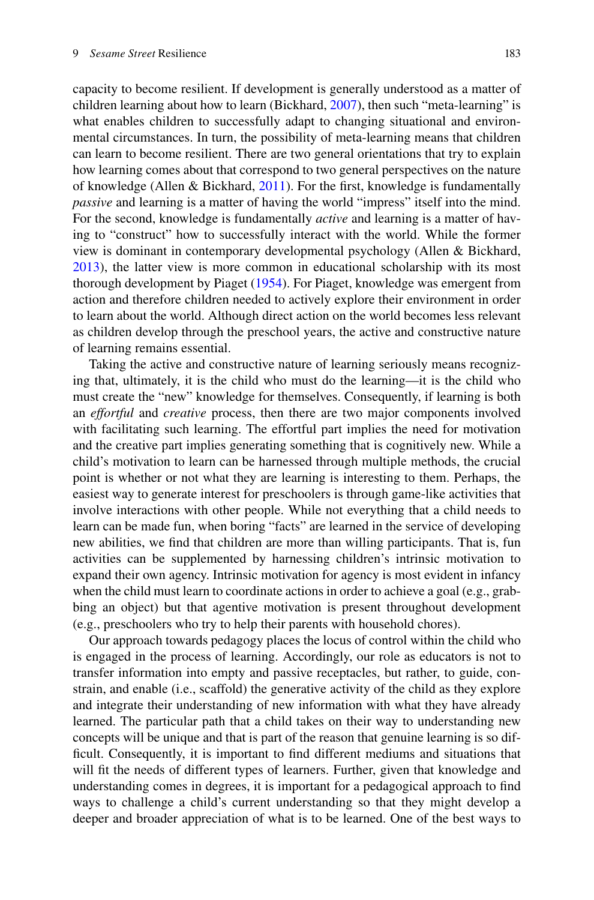capacity to become resilient. If development is generally understood as a matter of children learning about how to learn (Bickhard, 2007), then such "meta-learning" is what enables children to successfully adapt to changing situational and environmental circumstances. In turn, the possibility of meta-learning means that children can learn to become resilient. There are two general orientations that try to explain how learning comes about that correspond to two general perspectives on the nature of knowledge (Allen & Bickhard, 2011). For the first, knowledge is fundamentally *passive* and learning is a matter of having the world "impress" itself into the mind. For the second, knowledge is fundamentally *active* and learning is a matter of having to "construct" how to successfully interact with the world. While the former view is dominant in contemporary developmental psychology (Allen & Bickhard, 2013), the latter view is more common in educational scholarship with its most thorough development by Piaget (1954). For Piaget, knowledge was emergent from action and therefore children needed to actively explore their environment in order to learn about the world. Although direct action on the world becomes less relevant as children develop through the preschool years, the active and constructive nature of learning remains essential.

Taking the active and constructive nature of learning seriously means recognizing that, ultimately, it is the child who must do the learning—it is the child who must create the "new" knowledge for themselves. Consequently, if learning is both an *effortful* and *creative* process, then there are two major components involved with facilitating such learning. The effortful part implies the need for motivation and the creative part implies generating something that is cognitively new. While a child's motivation to learn can be harnessed through multiple methods, the crucial point is whether or not what they are learning is interesting to them. Perhaps, the easiest way to generate interest for preschoolers is through game-like activities that involve interactions with other people. While not everything that a child needs to learn can be made fun, when boring "facts" are learned in the service of developing new abilities, we find that children are more than willing participants. That is, fun activities can be supplemented by harnessing children's intrinsic motivation to expand their own agency. Intrinsic motivation for agency is most evident in infancy when the child must learn to coordinate actions in order to achieve a goal (e.g., grabbing an object) but that agentive motivation is present throughout development (e.g., preschoolers who try to help their parents with household chores).

Our approach towards pedagogy places the locus of control within the child who is engaged in the process of learning. Accordingly, our role as educators is not to transfer information into empty and passive receptacles, but rather, to guide, constrain, and enable (i.e., scaffold) the generative activity of the child as they explore and integrate their understanding of new information with what they have already learned. The particular path that a child takes on their way to understanding new concepts will be unique and that is part of the reason that genuine learning is so difficult. Consequently, it is important to find different mediums and situations that will fit the needs of different types of learners. Further, given that knowledge and understanding comes in degrees, it is important for a pedagogical approach to find ways to challenge a child's current understanding so that they might develop a deeper and broader appreciation of what is to be learned. One of the best ways to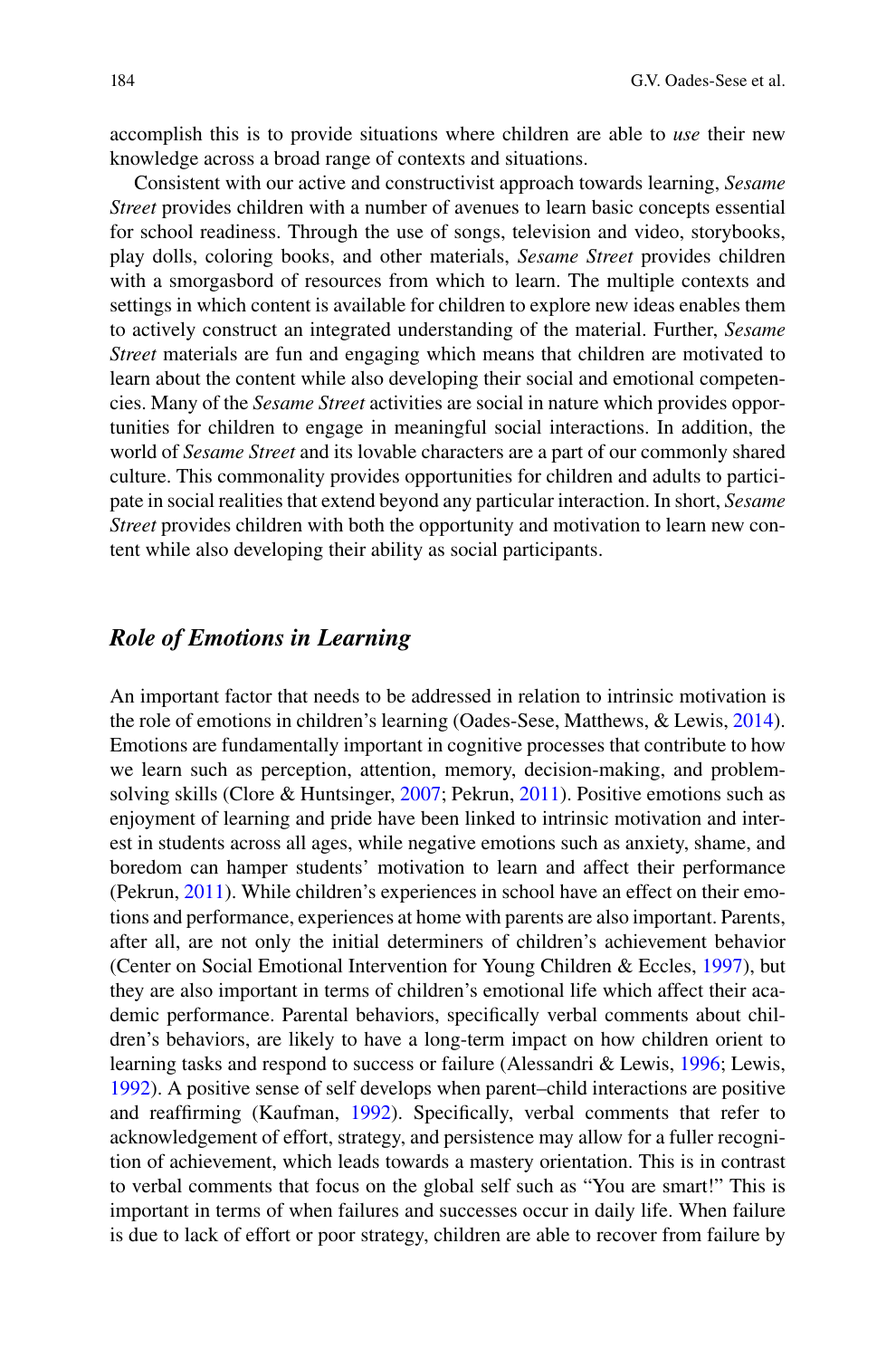accomplish this is to provide situations where children are able to *use* their new knowledge across a broad range of contexts and situations.

Consistent with our active and constructivist approach towards learning, *Sesame Street* provides children with a number of avenues to learn basic concepts essential for school readiness. Through the use of songs, television and video, storybooks, play dolls, coloring books, and other materials, *Sesame Street* provides children with a smorgasbord of resources from which to learn. The multiple contexts and settings in which content is available for children to explore new ideas enables them to actively construct an integrated understanding of the material. Further, *Sesame Street* materials are fun and engaging which means that children are motivated to learn about the content while also developing their social and emotional competencies. Many of the *Sesame Street* activities are social in nature which provides opportunities for children to engage in meaningful social interactions. In addition, the world of *Sesame Street* and its lovable characters are a part of our commonly shared culture. This commonality provides opportunities for children and adults to participate in social realities that extend beyond any particular interaction. In short, *Sesame Street* provides children with both the opportunity and motivation to learn new content while also developing their ability as social participants.

## *Role of Emotions in Learning*

An important factor that needs to be addressed in relation to intrinsic motivation is the role of emotions in children's learning (Oades-Sese, Matthews, & Lewis, 2014). Emotions are fundamentally important in cognitive processes that contribute to how we learn such as perception, attention, memory, decision-making, and problem-solving skills (Clore & Huntsinger, 2007; Pekrun, 2011). Positive emotions such as enjoyment of learning and pride have been linked to intrinsic motivation and interest in students across all ages, while negative emotions such as anxiety, shame, and boredom can hamper students' motivation to learn and affect their performance (Pekrun, 2011). While children's experiences in school have an effect on their emotions and performance, experiences at home with parents are also important. Parents, after all, are not only the initial determiners of children's achievement behavior (Center on Social Emotional Intervention for Young Children & Eccles, 1997), but they are also important in terms of children's emotional life which affect their academic performance. Parental behaviors, specifically verbal comments about children's behaviors, are likely to have a long-term impact on how children orient to learning tasks and respond to success or failure (Alessandri & Lewis, 1996; Lewis, 1992). A positive sense of self develops when parent–child interactions are positive and reaffirming (Kaufman, 1992). Specifically, verbal comments that refer to acknowledgement of effort, strategy, and persistence may allow for a fuller recognition of achievement, which leads towards a mastery orientation. This is in contrast to verbal comments that focus on the global self such as "You are smart!" This is important in terms of when failures and successes occur in daily life. When failure is due to lack of effort or poor strategy, children are able to recover from failure by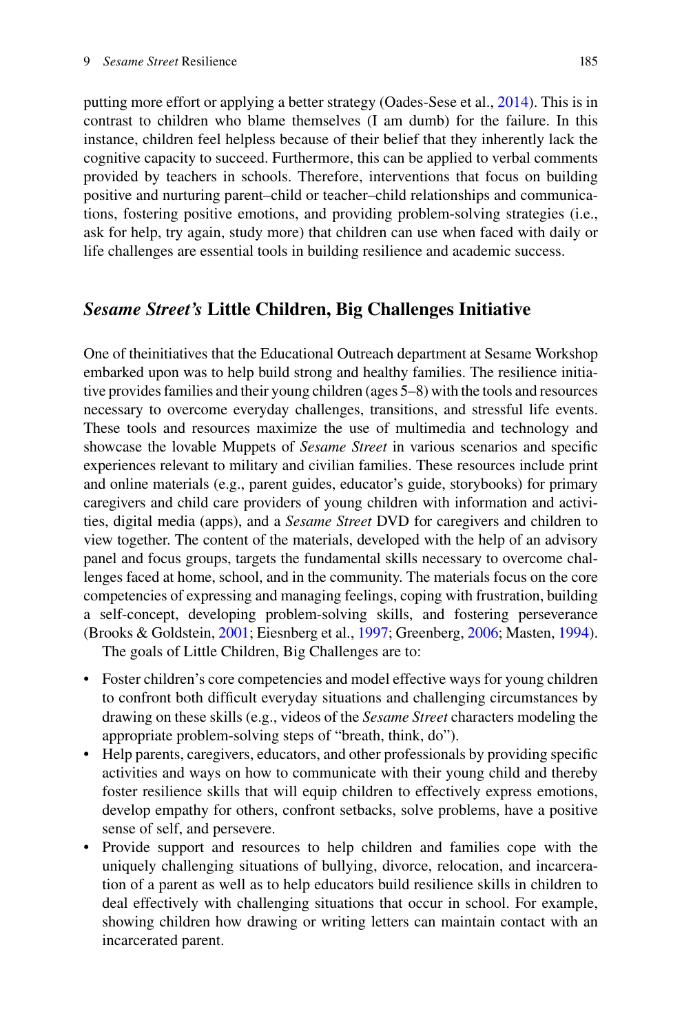putting more effort or applying a better strategy (Oades-Sese et al., 2014). This is in contrast to children who blame themselves (I am dumb) for the failure. In this instance, children feel helpless because of their belief that they inherently lack the cognitive capacity to succeed. Furthermore, this can be applied to verbal comments provided by teachers in schools. Therefore, interventions that focus on building positive and nurturing parent–child or teacher–child relationships and communications, fostering positive emotions, and providing problem-solving strategies (i.e., ask for help, try again, study more) that children can use when faced with daily or life challenges are essential tools in building resilience and academic success.

## *Sesame Street's* Little Children, Big Challenges Initiative

One of theinitiatives that the Educational Outreach department at Sesame Workshop embarked upon was to help build strong and healthy families. The resilience initiative provides families and their young children (ages 5–8) with the tools and resources necessary to overcome everyday challenges, transitions, and stressful life events. These tools and resources maximize the use of multimedia and technology and showcase the lovable Muppets of *Sesame Street* in various scenarios and specific experiences relevant to military and civilian families. These resources include print and online materials (e.g., parent guides, educator's guide, storybooks) for primary caregivers and child care providers of young children with information and activities, digital media (apps), and a *Sesame Street* DVD for caregivers and children to view together. The content of the materials, developed with the help of an advisory panel and focus groups, targets the fundamental skills necessary to overcome challenges faced at home, school, and in the community. The materials focus on the core competencies of expressing and managing feelings, coping with frustration, building a self-concept, developing problem-solving skills, and fostering perseverance (Brooks & Goldstein, 2001; Eiesnberg et al., 1997; Greenberg, 2006; Masten, 1994).

The goals of Little Children, Big Challenges are to:

- Foster children's core competencies and model effective ways for young children to confront both difficult everyday situations and challenging circumstances by drawing on these skills (e.g., videos of the *Sesame Street* characters modeling the appropriate problem-solving steps of "breath, think, do").
- Help parents, caregivers, educators, and other professionals by providing specific activities and ways on how to communicate with their young child and thereby foster resilience skills that will equip children to effectively express emotions, develop empathy for others, confront setbacks, solve problems, have a positive sense of self, and persevere.
- Provide support and resources to help children and families cope with the uniquely challenging situations of bullying, divorce, relocation, and incarceration of a parent as well as to help educators build resilience skills in children to deal effectively with challenging situations that occur in school. For example, showing children how drawing or writing letters can maintain contact with an incarcerated parent.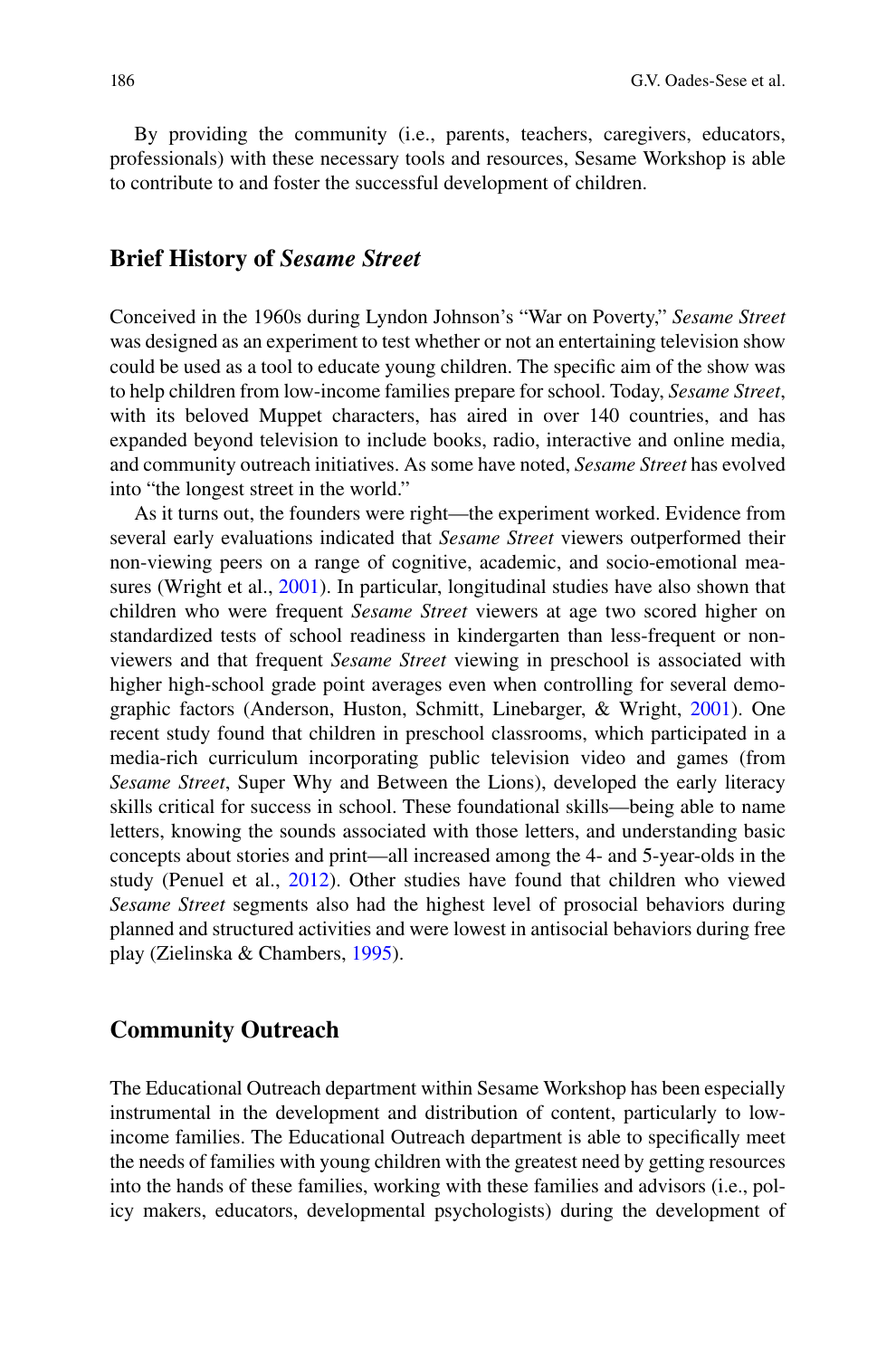By providing the community (i.e., parents, teachers, caregivers, educators, professionals) with these necessary tools and resources, Sesame Workshop is able to contribute to and foster the successful development of children.

## Brief History of *Sesame Street*

Conceived in the 1960s during Lyndon Johnson's "War on Poverty," *Sesame Street* was designed as an experiment to test whether or not an entertaining television show could be used as a tool to educate young children. The specific aim of the show was to help children from low-income families prepare for school. Today, *Sesame Street*, with its beloved Muppet characters, has aired in over 140 countries, and has expanded beyond television to include books, radio, interactive and online media, and community outreach initiatives. As some have noted, *Sesame Street* has evolved into "the longest street in the world."

As it turns out, the founders were right—the experiment worked. Evidence from several early evaluations indicated that *Sesame Street* viewers outperformed their non-viewing peers on a range of cognitive, academic, and socio-emotional measures (Wright et al., 2001). In particular, longitudinal studies have also shown that children who were frequent *Sesame Street* viewers at age two scored higher on standardized tests of school readiness in kindergarten than less-frequent or non-viewers and that frequent *Sesame Street* viewing in preschool is associated with higher high-school grade point averages even when controlling for several demographic factors (Anderson, Huston, Schmitt, Linebarger, & Wright, 2001). One recent study found that children in preschool classrooms, which participated in a media-rich curriculum incorporating public television video and games (from *Sesame Street*, Super Why and Between the Lions), developed the early literacy skills critical for success in school. These foundational skills—being able to name letters, knowing the sounds associated with those letters, and understanding basic concepts about stories and print—all increased among the 4- and 5-year-olds in the study (Penuel et al., 2012). Other studies have found that children who viewed *Sesame Street* segments also had the highest level of prosocial behaviors during planned and structured activities and were lowest in antisocial behaviors during free play (Zielinska & Chambers, 1995).

## Community Outreach

The Educational Outreach department within Sesame Workshop has been especially instrumental in the development and distribution of content, particularly to low-income families. The Educational Outreach department is able to specifically meet the needs of families with young children with the greatest need by getting resources into the hands of these families, working with these families and advisors (i.e., policy makers, educators, developmental psychologists) during the development of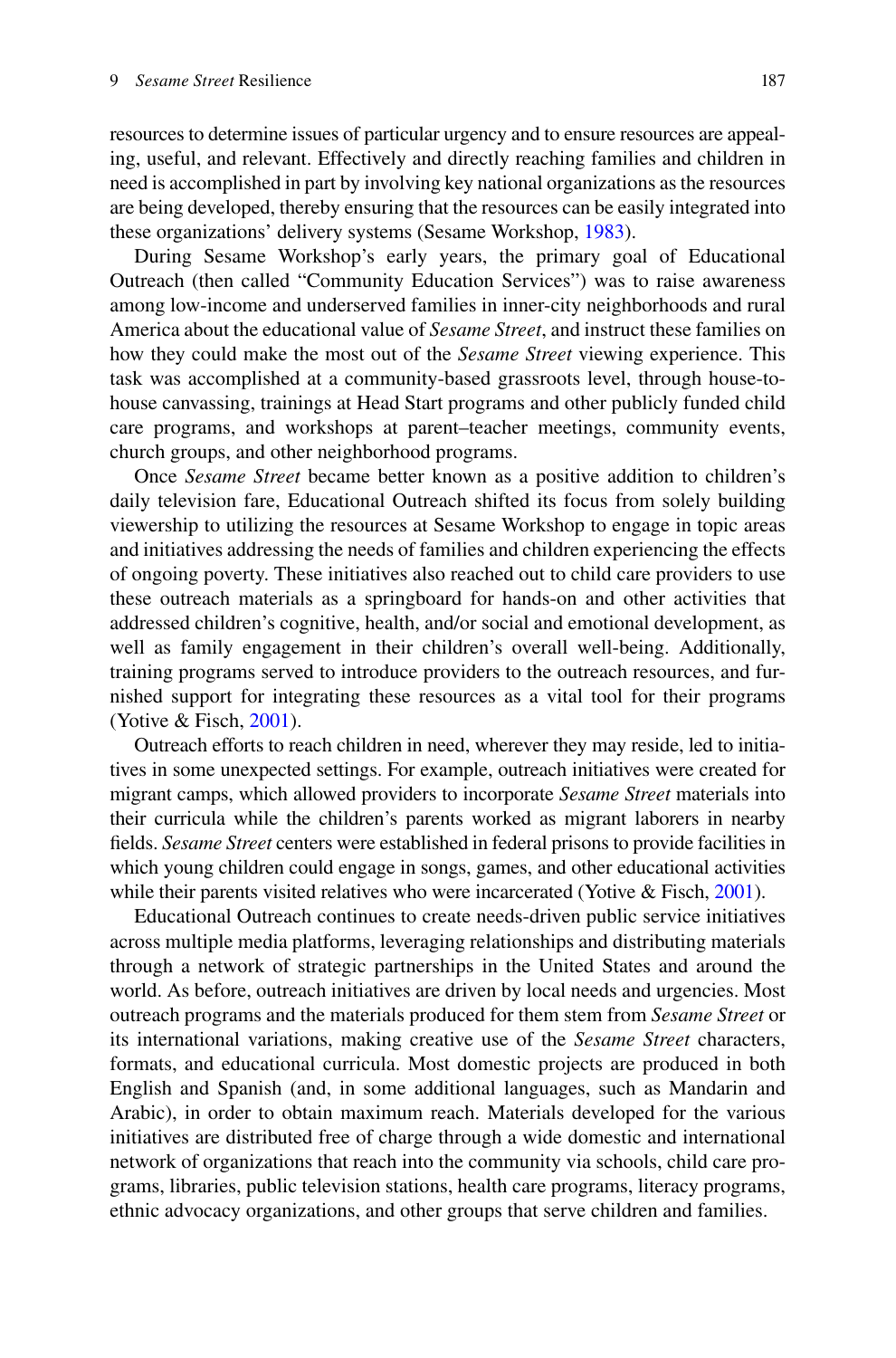resources to determine issues of particular urgency and to ensure resources are appealing, useful, and relevant. Effectively and directly reaching families and children in need is accomplished in part by involving key national organizations as the resources are being developed, thereby ensuring that the resources can be easily integrated into these organizations' delivery systems (Sesame Workshop, 1983).

During Sesame Workshop's early years, the primary goal of Educational Outreach (then called "Community Education Services") was to raise awareness among low-income and underserved families in inner-city neighborhoods and rural America about the educational value of *Sesame Street*, and instruct these families on how they could make the most out of the *Sesame Street* viewing experience. This task was accomplished at a community-based grassroots level, through house-to-house canvassing, trainings at Head Start programs and other publicly funded child care programs, and workshops at parent–teacher meetings, community events, church groups, and other neighborhood programs.

Once *Sesame Street* became better known as a positive addition to children's daily television fare, Educational Outreach shifted its focus from solely building viewership to utilizing the resources at Sesame Workshop to engage in topic areas and initiatives addressing the needs of families and children experiencing the effects of ongoing poverty. These initiatives also reached out to child care providers to use these outreach materials as a springboard for hands-on and other activities that addressed children's cognitive, health, and/or social and emotional development, as well as family engagement in their children's overall well-being. Additionally, training programs served to introduce providers to the outreach resources, and furnished support for integrating these resources as a vital tool for their programs (Yotive & Fisch, 2001).

Outreach efforts to reach children in need, wherever they may reside, led to initiatives in some unexpected settings. For example, outreach initiatives were created for migrant camps, which allowed providers to incorporate *Sesame Street* materials into their curricula while the children's parents worked as migrant laborers in nearby fields. *Sesame Street* centers were established in federal prisons to provide facilities in which young children could engage in songs, games, and other educational activities while their parents visited relatives who were incarcerated (Yotive & Fisch, 2001).

Educational Outreach continues to create needs-driven public service initiatives across multiple media platforms, leveraging relationships and distributing materials through a network of strategic partnerships in the United States and around the world. As before, outreach initiatives are driven by local needs and urgencies. Most outreach programs and the materials produced for them stem from *Sesame Street* or its international variations, making creative use of the *Sesame Street* characters, formats, and educational curricula. Most domestic projects are produced in both English and Spanish (and, in some additional languages, such as Mandarin and Arabic), in order to obtain maximum reach. Materials developed for the various initiatives are distributed free of charge through a wide domestic and international network of organizations that reach into the community via schools, child care programs, libraries, public television stations, health care programs, literacy programs, ethnic advocacy organizations, and other groups that serve children and families.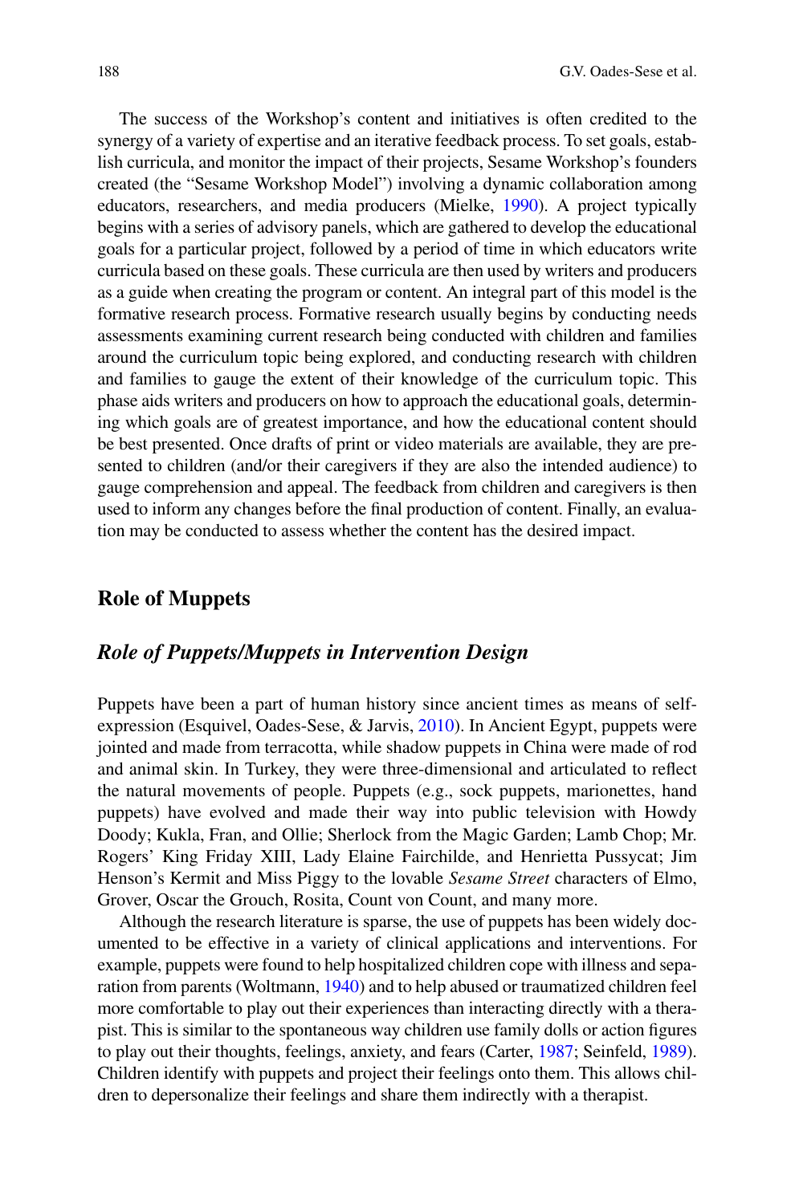The success of the Workshop's content and initiatives is often credited to the synergy of a variety of expertise and an iterative feedback process. To set goals, establish curricula, and monitor the impact of their projects, Sesame Workshop's founders created (the "Sesame Workshop Model") involving a dynamic collaboration among educators, researchers, and media producers (Mielke, 1990). A project typically begins with a series of advisory panels, which are gathered to develop the educational goals for a particular project, followed by a period of time in which educators write curricula based on these goals. These curricula are then used by writers and producers as a guide when creating the program or content. An integral part of this model is the formative research process. Formative research usually begins by conducting needs assessments examining current research being conducted with children and families around the curriculum topic being explored, and conducting research with children and families to gauge the extent of their knowledge of the curriculum topic. This phase aids writers and producers on how to approach the educational goals, determining which goals are of greatest importance, and how the educational content should be best presented. Once drafts of print or video materials are available, they are presented to children (and/or their caregivers if they are also the intended audience) to gauge comprehension and appeal. The feedback from children and caregivers is then used to inform any changes before the final production of content. Finally, an evaluation may be conducted to assess whether the content has the desired impact.

## Role of Muppets

### *Role of Puppets/Muppets in Intervention Design*

Puppets have been a part of human history since ancient times as means of self-expression (Esquivel, Oades-Sese, & Jarvis, 2010). In Ancient Egypt, puppets were jointed and made from terracotta, while shadow puppets in China were made of rod and animal skin. In Turkey, they were three-dimensional and articulated to reflect the natural movements of people. Puppets (e.g., sock puppets, marionettes, hand puppets) have evolved and made their way into public television with Howdy Doody; Kukla, Fran, and Ollie; Sherlock from the Magic Garden; Lamb Chop; Mr. Rogers' King Friday XIII, Lady Elaine Fairchilde, and Henrietta Pussycat; Jim Henson's Kermit and Miss Piggy to the lovable *Sesame Street* characters of Elmo, Grover, Oscar the Grouch, Rosita, Count von Count, and many more.

Although the research literature is sparse, the use of puppets has been widely documented to be effective in a variety of clinical applications and interventions. For example, puppets were found to help hospitalized children cope with illness and separation from parents (Woltmann, 1940) and to help abused or traumatized children feel more comfortable to play out their experiences than interacting directly with a therapist. This is similar to the spontaneous way children use family dolls or action figures to play out their thoughts, feelings, anxiety, and fears (Carter, 1987; Seinfeld, 1989). Children identify with puppets and project their feelings onto them. This allows children to depersonalize their feelings and share them indirectly with a therapist.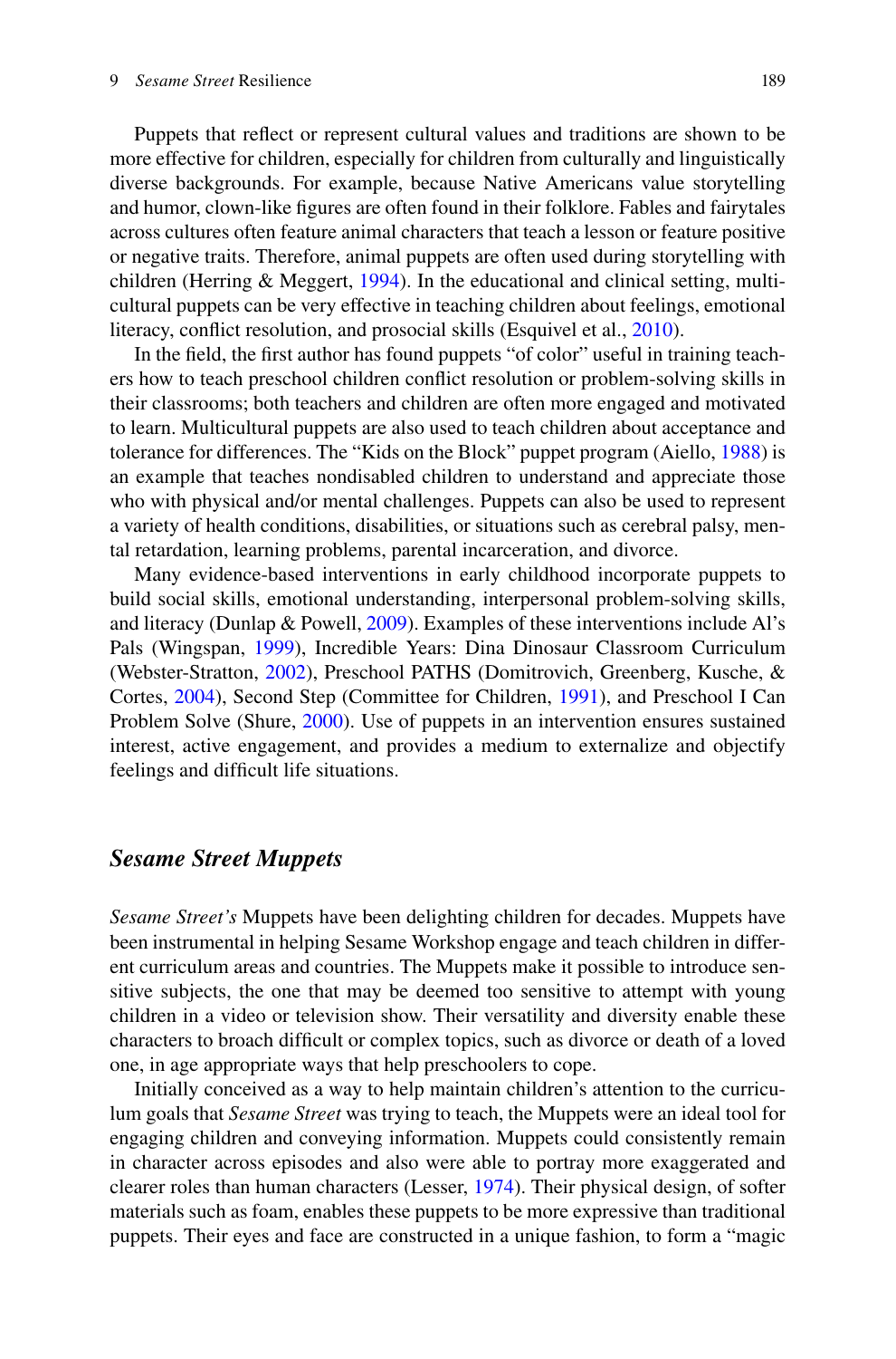Puppets that reflect or represent cultural values and traditions are shown to be more effective for children, especially for children from culturally and linguistically diverse backgrounds. For example, because Native Americans value storytelling and humor, clown-like figures are often found in their folklore. Fables and fairytales across cultures often feature animal characters that teach a lesson or feature positive or negative traits. Therefore, animal puppets are often used during storytelling with children (Herring & Meggert, 1994). In the educational and clinical setting, multicultural puppets can be very effective in teaching children about feelings, emotional literacy, conflict resolution, and prosocial skills (Esquivel et al., 2010).

In the field, the first author has found puppets "of color" useful in training teachers how to teach preschool children conflict resolution or problem-solving skills in their classrooms; both teachers and children are often more engaged and motivated to learn. Multicultural puppets are also used to teach children about acceptance and tolerance for differences. The "Kids on the Block" puppet program (Aiello, 1988) is an example that teaches nondisabled children to understand and appreciate those who with physical and/or mental challenges. Puppets can also be used to represent a variety of health conditions, disabilities, or situations such as cerebral palsy, mental retardation, learning problems, parental incarceration, and divorce.

Many evidence-based interventions in early childhood incorporate puppets to build social skills, emotional understanding, interpersonal problem-solving skills, and literacy (Dunlap & Powell, 2009). Examples of these interventions include Al's Pals (Wingspan, 1999), Incredible Years: Dina Dinosaur Classroom Curriculum (Webster-Stratton, 2002), Preschool PATHS (Domitrovich, Greenberg, Kusche, & Cortes, 2004), Second Step (Committee for Children, 1991), and Preschool I Can Problem Solve (Shure, 2000). Use of puppets in an intervention ensures sustained interest, active engagement, and provides a medium to externalize and objectify feelings and difficult life situations.

## *Sesame Street* Muppets

*Sesame Street's* Muppets have been delighting children for decades. Muppets have been instrumental in helping Sesame Workshop engage and teach children in different curriculum areas and countries. The Muppets make it possible to introduce sensitive subjects, the one that may be deemed too sensitive to attempt with young children in a video or television show. Their versatility and diversity enable these characters to broach difficult or complex topics, such as divorce or death of a loved one, in age appropriate ways that help preschoolers to cope.

Initially conceived as a way to help maintain children's attention to the curriculum goals that *Sesame Street* was trying to teach, the Muppets were an ideal tool for engaging children and conveying information. Muppets could consistently remain in character across episodes and also were able to portray more exaggerated and clearer roles than human characters (Lesser, 1974). Their physical design, of softer materials such as foam, enables these puppets to be more expressive than traditional puppets. Their eyes and face are constructed in a unique fashion, to form a "magic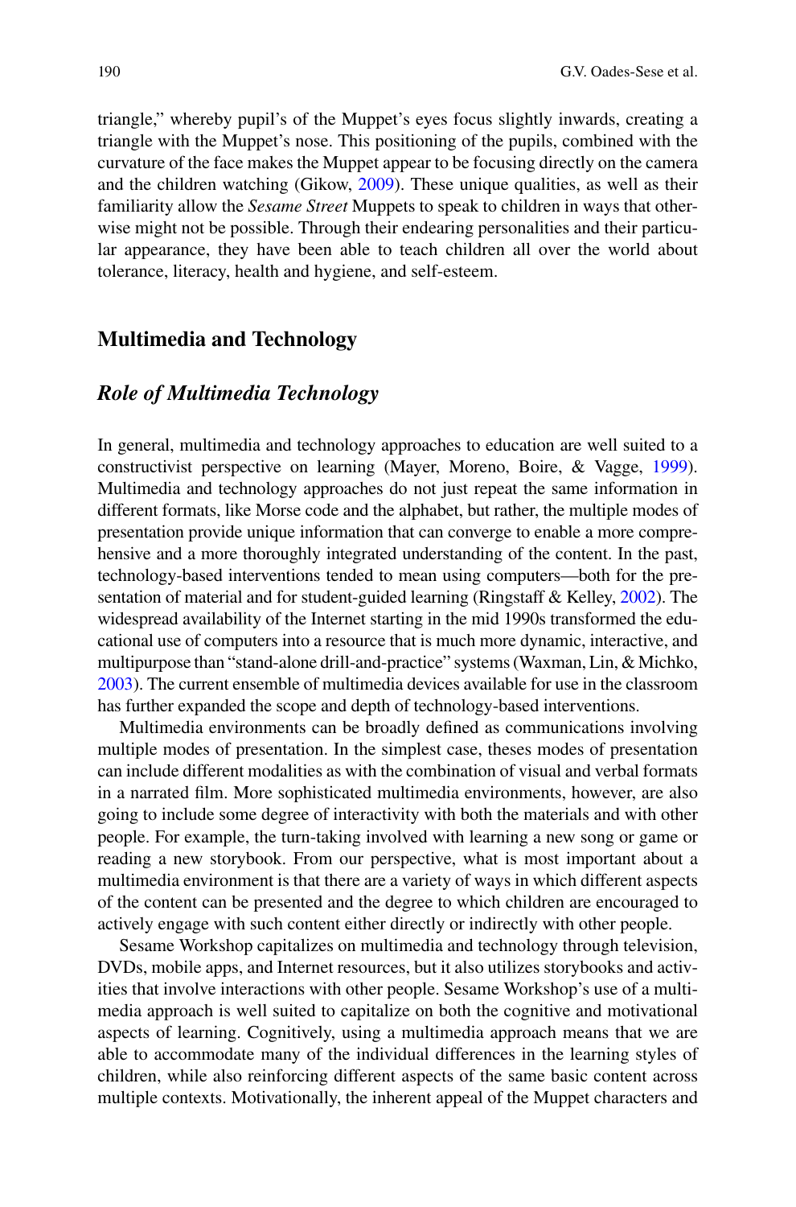triangle," whereby pupil's of the Muppet's eyes focus slightly inwards, creating a triangle with the Muppet's nose. This positioning of the pupils, combined with the curvature of the face makes the Muppet appear to be focusing directly on the camera and the children watching (Gikow, 2009). These unique qualities, as well as their familiarity allow the *Sesame Street* Muppets to speak to children in ways that otherwise might not be possible. Through their endearing personalities and their particular appearance, they have been able to teach children all over the world about tolerance, literacy, health and hygiene, and self-esteem.

## Multimedia and Technology

### *Role of Multimedia Technology*

In general, multimedia and technology approaches to education are well suited to a constructivist perspective on learning (Mayer, Moreno, Boire, & Vagge, 1999). Multimedia and technology approaches do not just repeat the same information in different formats, like Morse code and the alphabet, but rather, the multiple modes of presentation provide unique information that can converge to enable a more comprehensive and a more thoroughly integrated understanding of the content. In the past, technology-based interventions tended to mean using computers—both for the presentation of material and for student-guided learning (Ringstaff & Kelley, 2002). The widespread availability of the Internet starting in the mid 1990s transformed the educational use of computers into a resource that is much more dynamic, interactive, and multipurpose than "stand-alone drill-and-practice" systems (Waxman, Lin, & Michko, 2003). The current ensemble of multimedia devices available for use in the classroom has further expanded the scope and depth of technology-based interventions.

Multimedia environments can be broadly defined as communications involving multiple modes of presentation. In the simplest case, theses modes of presentation can include different modalities as with the combination of visual and verbal formats in a narrated film. More sophisticated multimedia environments, however, are also going to include some degree of interactivity with both the materials and with other people. For example, the turn-taking involved with learning a new song or game or reading a new storybook. From our perspective, what is most important about a multimedia environment is that there are a variety of ways in which different aspects of the content can be presented and the degree to which children are encouraged to actively engage with such content either directly or indirectly with other people.

Sesame Workshop capitalizes on multimedia and technology through television, DVDs, mobile apps, and Internet resources, but it also utilizes storybooks and activities that involve interactions with other people. Sesame Workshop's use of a multimedia approach is well suited to capitalize on both the cognitive and motivational aspects of learning. Cognitively, using a multimedia approach means that we are able to accommodate many of the individual differences in the learning styles of children, while also reinforcing different aspects of the same basic content across multiple contexts. Motivationally, the inherent appeal of the Muppet characters and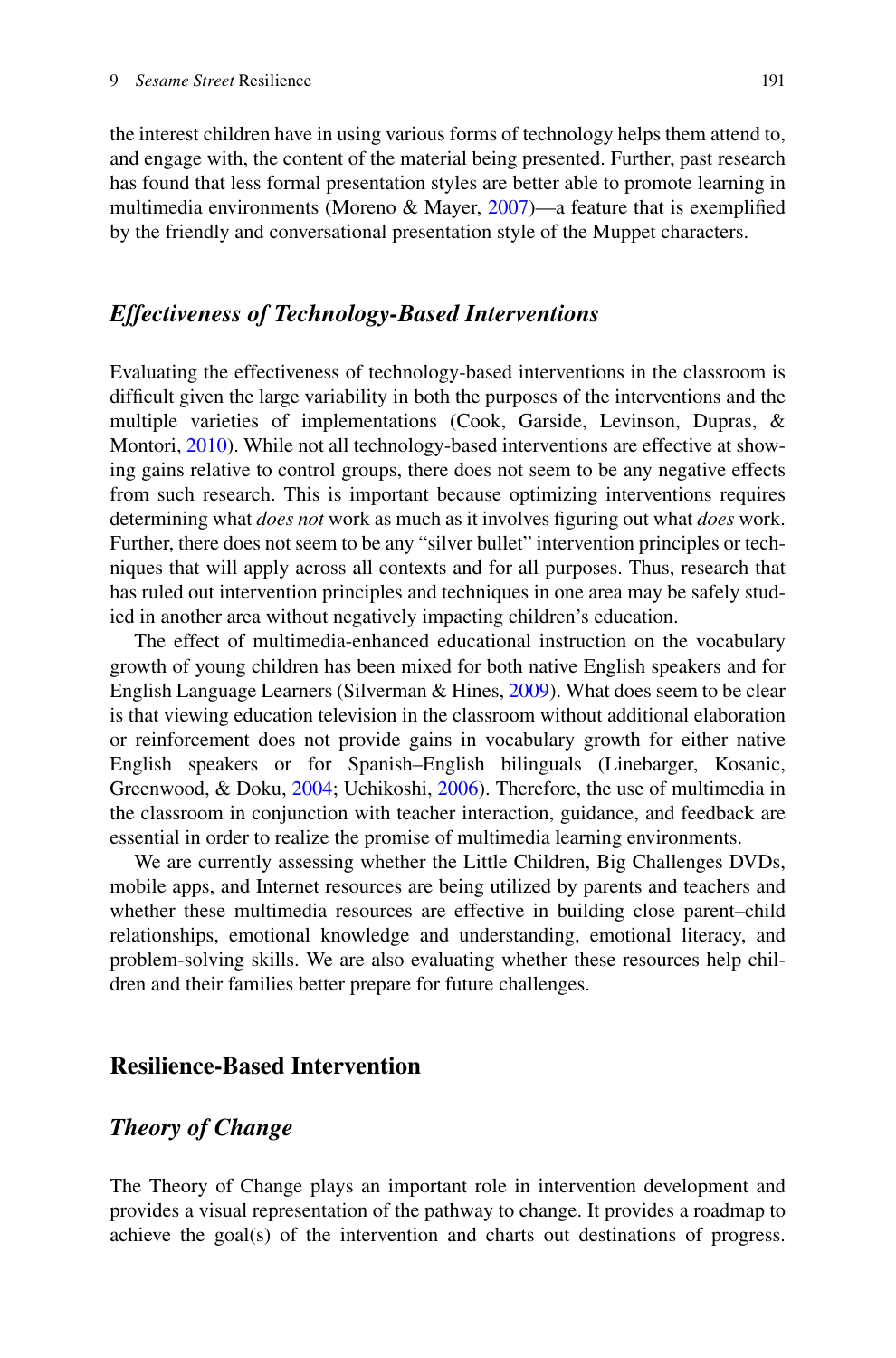the interest children have in using various forms of technology helps them attend to, and engage with, the content of the material being presented. Further, past research has found that less formal presentation styles are better able to promote learning in multimedia environments (Moreno & Mayer, 2007)—a feature that is exemplified by the friendly and conversational presentation style of the Muppet characters.

### *Effectiveness of Technology-Based Interventions*

Evaluating the effectiveness of technology-based interventions in the classroom is difficult given the large variability in both the purposes of the interventions and the multiple varieties of implementations (Cook, Garside, Levinson, Dupras, & Montori, 2010). While not all technology-based interventions are effective at showing gains relative to control groups, there does not seem to be any negative effects from such research. This is important because optimizing interventions requires determining what *does not* work as much as it involves figuring out what *does* work. Further, there does not seem to be any "silver bullet" intervention principles or techniques that will apply across all contexts and for all purposes. Thus, research that has ruled out intervention principles and techniques in one area may be safely studied in another area without negatively impacting children's education.

The effect of multimedia-enhanced educational instruction on the vocabulary growth of young children has been mixed for both native English speakers and for English Language Learners (Silverman & Hines, 2009). What does seem to be clear is that viewing education television in the classroom without additional elaboration or reinforcement does not provide gains in vocabulary growth for either native English speakers or for Spanish–English bilinguals (Linebarger, Kosanic, Greenwood, & Doku, 2004; Uchikoshi, 2006). Therefore, the use of multimedia in the classroom in conjunction with teacher interaction, guidance, and feedback are essential in order to realize the promise of multimedia learning environments.

We are currently assessing whether the Little Children, Big Challenges DVDs, mobile apps, and Internet resources are being utilized by parents and teachers and whether these multimedia resources are effective in building close parent–child relationships, emotional knowledge and understanding, emotional literacy, and problem-solving skills. We are also evaluating whether these resources help children and their families better prepare for future challenges.

## Resilience-Based Intervention

### *Theory of Change*

The Theory of Change plays an important role in intervention development and provides a visual representation of the pathway to change. It provides a roadmap to achieve the goal(s) of the intervention and charts out destinations of progress.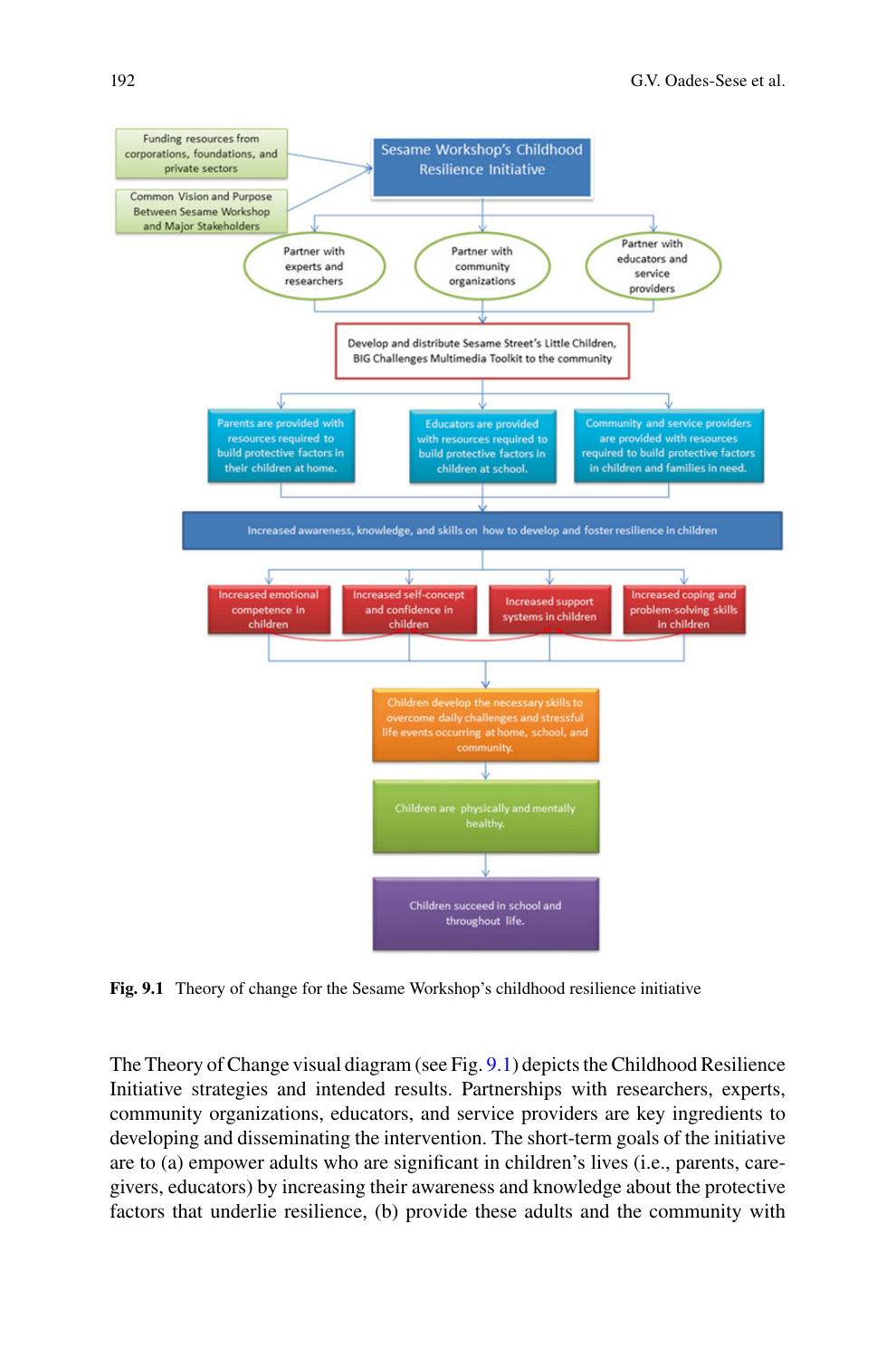Sesame Workshop's Childhood Resilience Initiative

Funding resources from corporations, foundations, and private sectors

Common Vision and Purpose Between Sesame Workshop and Major Stakeholders

Partner with experts and researchers

Partner with community organizations

Partner with educators and service providers

Develop and distribute Sesame Street's Little Children, BIG Challenges Multimedia Toolkit to the community

Parents are provided with resources required to build protective factors in their children at home.

Educators are provided with resources required to build protective factors in children at school.

Community and service providers are provided with resources required to build protective factors in children and families in need.

Increased awareness, knowledge, and skills on how to develop and foster resilience in children

Increased emotional competence in children

Increased self-concept and confidence in children

Increased support systems in children

Increased coping and problem-solving skills in children

Children develop the necessary skills to overcome daily challenges and stressful life events occurring at home, school, and community.

Children are physically and mentally healthy.

Children succeed in school and throughout life.

**Fig. 9.1** Theory of change for the Sesame Workshop's childhood resilience initiative

The Theory of Change visual diagram (see Fig. 9.1) depicts the Childhood Resilience Initiative strategies and intended results. Partnerships with researchers, experts, community organizations, educators, and service providers are key ingredients to developing and disseminating the intervention. The short-term goals of the initiative are to (a) empower adults who are significant in children's lives (i.e., parents, caregivers, educators) by increasing their awareness and knowledge about the protective factors that underlie resilience, (b) provide these adults and the community with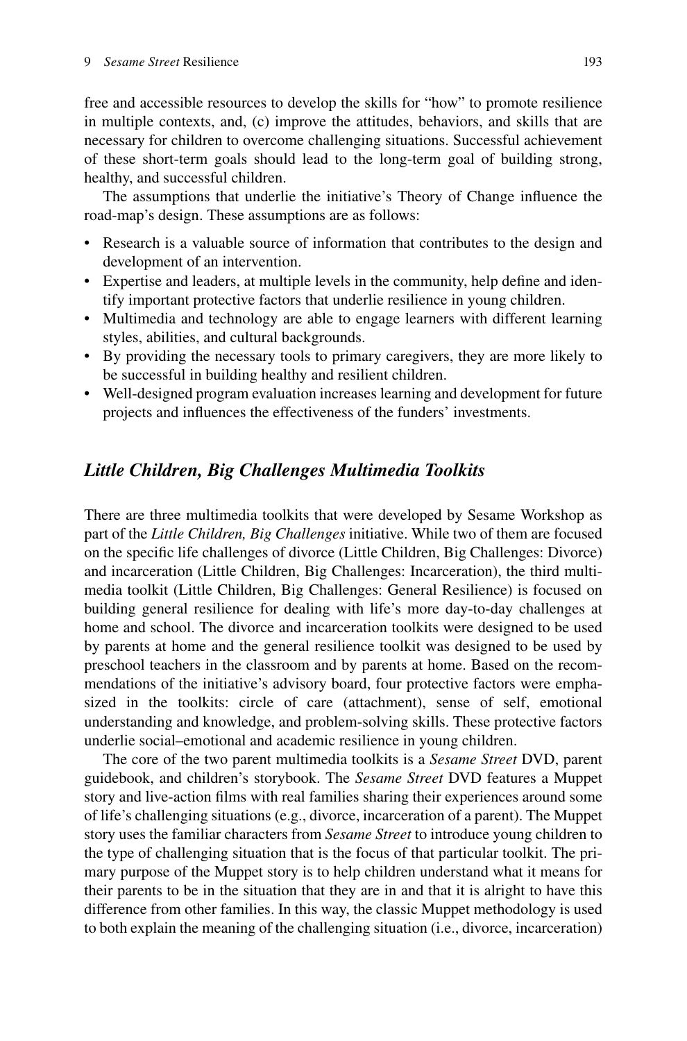free and accessible resources to develop the skills for "how" to promote resilience in multiple contexts, and, (c) improve the attitudes, behaviors, and skills that are necessary for children to overcome challenging situations. Successful achievement of these short-term goals should lead to the long-term goal of building strong, healthy, and successful children.

The assumptions that underlie the initiative's Theory of Change influence the road-map's design. These assumptions are as follows:

- Research is a valuable source of information that contributes to the design and development of an intervention.
- Expertise and leaders, at multiple levels in the community, help define and identify important protective factors that underlie resilience in young children.
- Multimedia and technology are able to engage learners with different learning styles, abilities, and cultural backgrounds.
- By providing the necessary tools to primary caregivers, they are more likely to be successful in building healthy and resilient children.
- Well-designed program evaluation increases learning and development for future projects and influences the effectiveness of the funders' investments.

## *Little Children, Big Challenges Multimedia Toolkits*

There are three multimedia toolkits that were developed by Sesame Workshop as part of the *Little Children, Big Challenges* initiative. While two of them are focused on the specific life challenges of divorce (Little Children, Big Challenges: Divorce) and incarceration (Little Children, Big Challenges: Incarceration), the third multimedia toolkit (Little Children, Big Challenges: General Resilience) is focused on building general resilience for dealing with life's more day-to-day challenges at home and school. The divorce and incarceration toolkits were designed to be used by parents at home and the general resilience toolkit was designed to be used by preschool teachers in the classroom and by parents at home. Based on the recommendations of the initiative's advisory board, four protective factors were emphasized in the toolkits: circle of care (attachment), sense of self, emotional understanding and knowledge, and problem-solving skills. These protective factors underlie social–emotional and academic resilience in young children.

The core of the two parent multimedia toolkits is a *Sesame Street* DVD, parent guidebook, and children's storybook. The *Sesame Street* DVD features a Muppet story and live-action films with real families sharing their experiences around some of life's challenging situations (e.g., divorce, incarceration of a parent). The Muppet story uses the familiar characters from *Sesame Street* to introduce young children to the type of challenging situation that is the focus of that particular toolkit. The primary purpose of the Muppet story is to help children understand what it means for their parents to be in the situation that they are in and that it is alright to have this difference from other families. In this way, the classic Muppet methodology is used to both explain the meaning of the challenging situation (i.e., divorce, incarceration)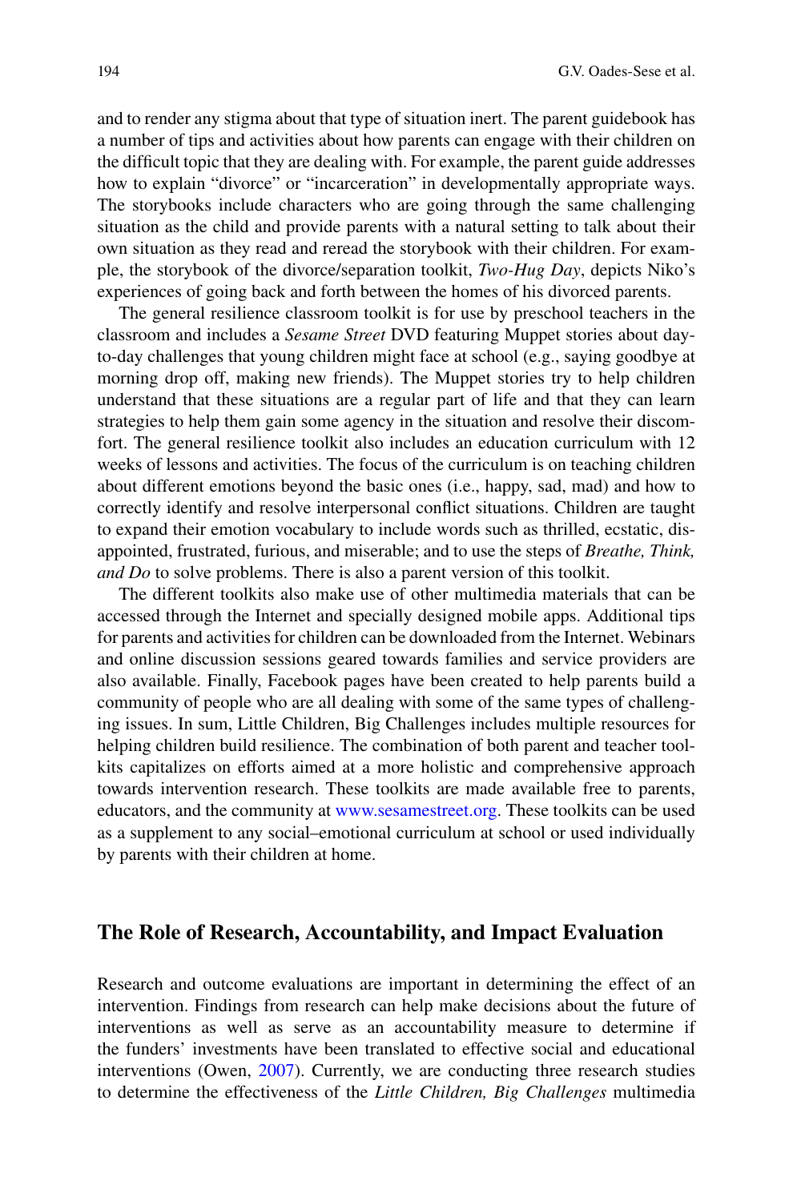and to render any stigma about that type of situation inert. The parent guidebook has a number of tips and activities about how parents can engage with their children on the difficult topic that they are dealing with. For example, the parent guide addresses how to explain "divorce" or "incarceration" in developmentally appropriate ways. The storybooks include characters who are going through the same challenging situation as the child and provide parents with a natural setting to talk about their own situation as they read and reread the storybook with their children. For example, the storybook of the divorce/separation toolkit, *Two-Hug Day*, depicts Niko's experiences of going back and forth between the homes of his divorced parents.

The general resilience classroom toolkit is for use by preschool teachers in the classroom and includes a *Sesame Street* DVD featuring Muppet stories about day-to-day challenges that young children might face at school (e.g., saying goodbye at morning drop off, making new friends). The Muppet stories try to help children understand that these situations are a regular part of life and that they can learn strategies to help them gain some agency in the situation and resolve their discomfort. The general resilience toolkit also includes an education curriculum with 12 weeks of lessons and activities. The focus of the curriculum is on teaching children about different emotions beyond the basic ones (i.e., happy, sad, mad) and how to correctly identify and resolve interpersonal conflict situations. Children are taught to expand their emotion vocabulary to include words such as thrilled, ecstatic, disappointed, frustrated, furious, and miserable; and to use the steps of *Breathe, Think, and Do* to solve problems. There is also a parent version of this toolkit.

The different toolkits also make use of other multimedia materials that can be accessed through the Internet and specially designed mobile apps. Additional tips for parents and activities for children can be downloaded from the Internet. Webinars and online discussion sessions geared towards families and service providers are also available. Finally, Facebook pages have been created to help parents build a community of people who are all dealing with some of the same types of challenging issues. In sum, Little Children, Big Challenges includes multiple resources for helping children build resilience. The combination of both parent and teacher toolkits capitalizes on efforts aimed at a more holistic and comprehensive approach towards intervention research. These toolkits are made available free to parents, educators, and the community at www.sesamestreet.org. These toolkits can be used as a supplement to any social–emotional curriculum at school or used individually by parents with their children at home.

## The Role of Research, Accountability, and Impact Evaluation

Research and outcome evaluations are important in determining the effect of an intervention. Findings from research can help make decisions about the future of interventions as well as serve as an accountability measure to determine if the funders' investments have been translated to effective social and educational interventions (Owen, 2007). Currently, we are conducting three research studies to determine the effectiveness of the *Little Children, Big Challenges* multimedia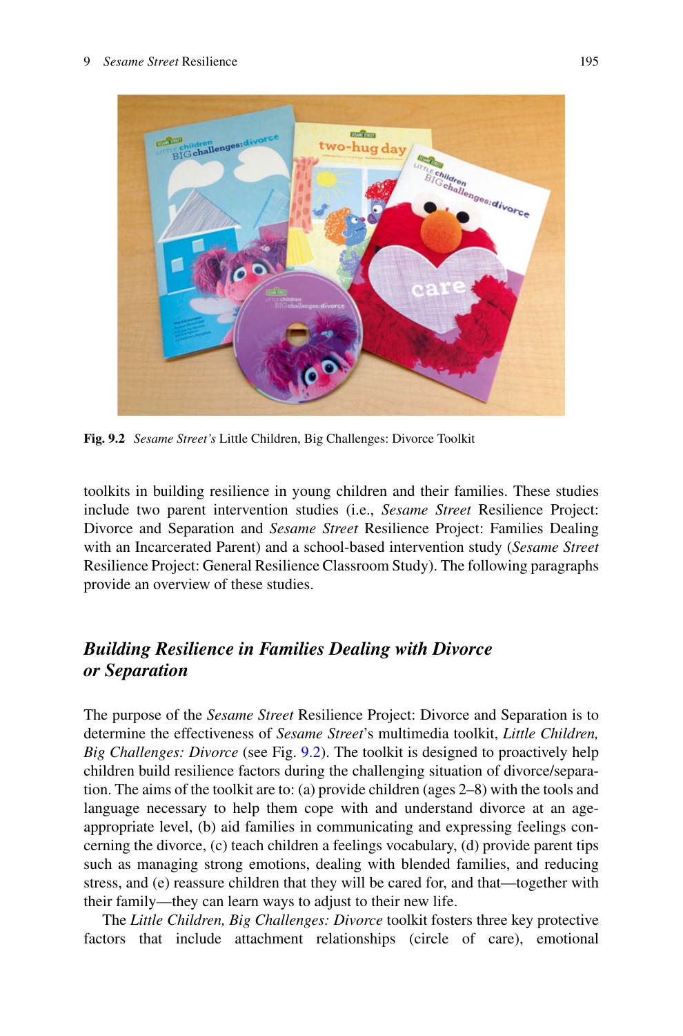Fig. 9.2 *Sesame Street's* Little Children, Big Challenges: Divorce Toolkit

toolkits in building resilience in young children and their families. These studies include two parent intervention studies (i.e., *Sesame Street* Resilience Project: Divorce and Separation and *Sesame Street* Resilience Project: Families Dealing with an Incarcerated Parent) and a school-based intervention study (*Sesame Street* Resilience Project: General Resilience Classroom Study). The following paragraphs provide an overview of these studies.

## *Building Resilience in Families Dealing with Divorce or Separation*

The purpose of the *Sesame Street* Resilience Project: Divorce and Separation is to determine the effectiveness of *Sesame Street*'s multimedia toolkit, *Little Children, Big Challenges: Divorce* (see Fig. 9.2). The toolkit is designed to proactively help children build resilience factors during the challenging situation of divorce/separation. The aims of the toolkit are to: (a) provide children (ages 2–8) with the tools and language necessary to help them cope with and understand divorce at an age-appropriate level, (b) aid families in communicating and expressing feelings concerning the divorce, (c) teach children a feelings vocabulary, (d) provide parent tips such as managing strong emotions, dealing with blended families, and reducing stress, and (e) reassure children that they will be cared for, and that—together with their family—they can learn ways to adjust to their new life.

The *Little Children, Big Challenges: Divorce* toolkit fosters three key protective factors that include attachment relationships (circle of care), emotional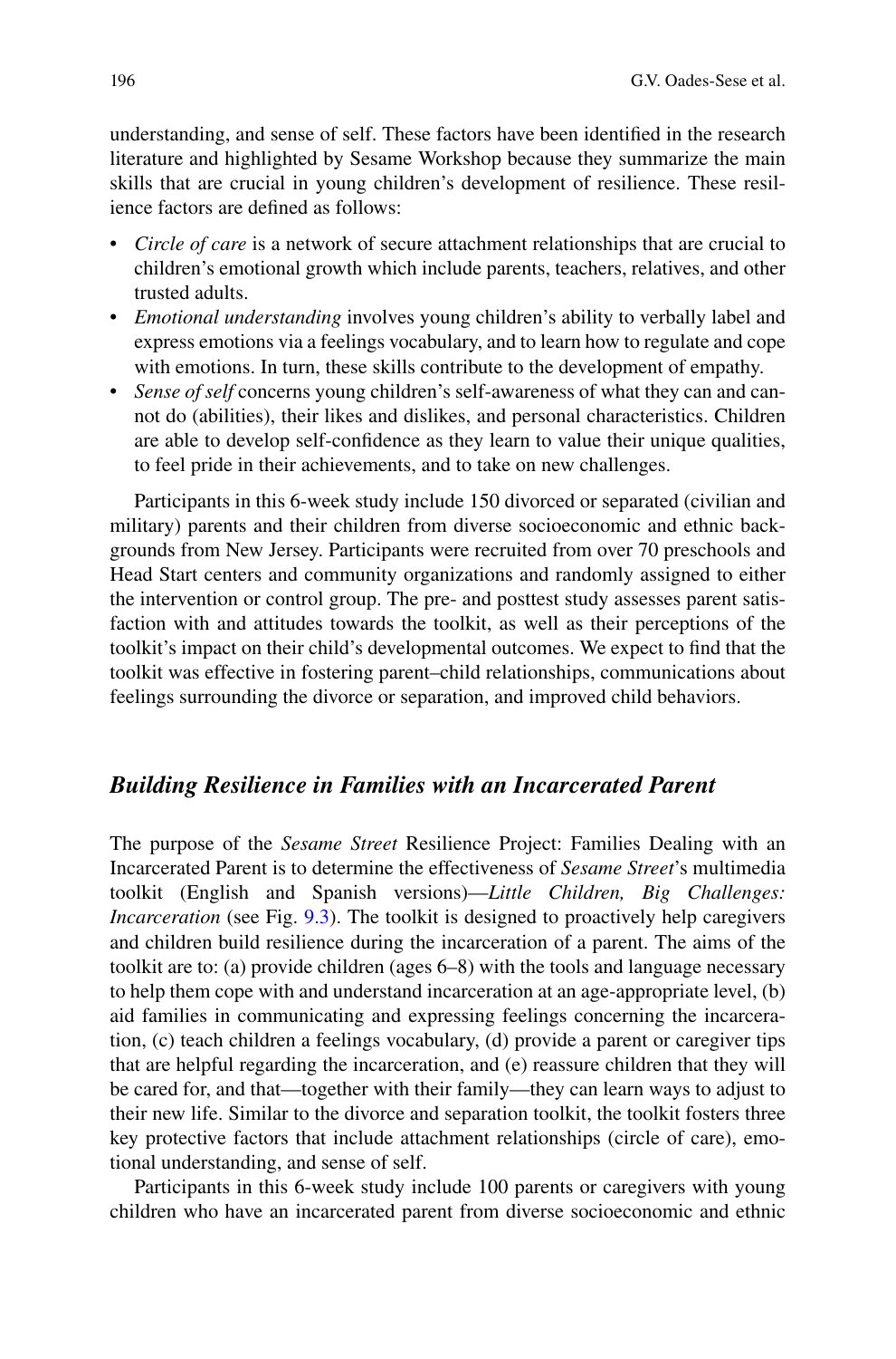understanding, and sense of self. These factors have been identified in the research literature and highlighted by Sesame Workshop because they summarize the main skills that are crucial in young children's development of resilience. These resilience factors are defined as follows:

- *Circle of care* is a network of secure attachment relationships that are crucial to children's emotional growth which include parents, teachers, relatives, and other trusted adults.
- *Emotional understanding* involves young children's ability to verbally label and express emotions via a feelings vocabulary, and to learn how to regulate and cope with emotions. In turn, these skills contribute to the development of empathy.
- *Sense of self* concerns young children's self-awareness of what they can and cannot do (abilities), their likes and dislikes, and personal characteristics. Children are able to develop self-confidence as they learn to value their unique qualities, to feel pride in their achievements, and to take on new challenges.

Participants in this 6-week study include 150 divorced or separated (civilian and military) parents and their children from diverse socioeconomic and ethnic backgrounds from New Jersey. Participants were recruited from over 70 preschools and Head Start centers and community organizations and randomly assigned to either the intervention or control group. The pre- and posttest study assesses parent satisfaction with and attitudes towards the toolkit, as well as their perceptions of the toolkit's impact on their child's developmental outcomes. We expect to find that the toolkit was effective in fostering parent–child relationships, communications about feelings surrounding the divorce or separation, and improved child behaviors.

### *Building Resilience in Families with an Incarcerated Parent*

The purpose of the *Sesame Street* Resilience Project: Families Dealing with an Incarcerated Parent is to determine the effectiveness of *Sesame Street*'s multimedia toolkit (English and Spanish versions)—*Little Children, Big Challenges: Incarceration* (see Fig. 9.3). The toolkit is designed to proactively help caregivers and children build resilience during the incarceration of a parent. The aims of the toolkit are to: (a) provide children (ages 6–8) with the tools and language necessary to help them cope with and understand incarceration at an age-appropriate level, (b) aid families in communicating and expressing feelings concerning the incarceration, (c) teach children a feelings vocabulary, (d) provide a parent or caregiver tips that are helpful regarding the incarceration, and (e) reassure children that they will be cared for, and that—together with their family—they can learn ways to adjust to their new life. Similar to the divorce and separation toolkit, the toolkit fosters three key protective factors that include attachment relationships (circle of care), emotional understanding, and sense of self.

Participants in this 6-week study include 100 parents or caregivers with young children who have an incarcerated parent from diverse socioeconomic and ethnic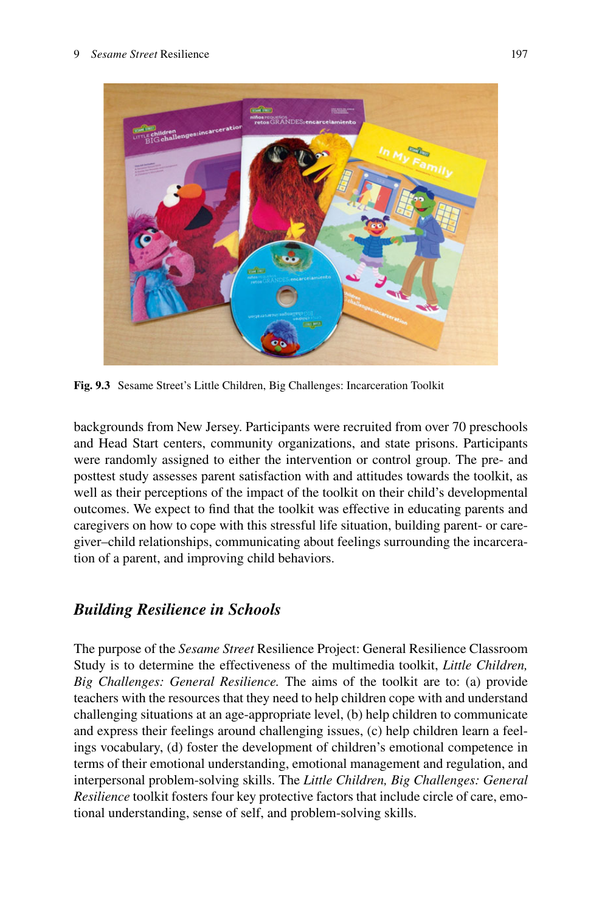Fig. 9.3 Sesame Street's Little Children, Big Challenges: Incarceration Toolkit

backgrounds from New Jersey. Participants were recruited from over 70 preschools and Head Start centers, community organizations, and state prisons. Participants were randomly assigned to either the intervention or control group. The pre- and posttest study assesses parent satisfaction with and attitudes towards the toolkit, as well as their perceptions of the impact of the toolkit on their child's developmental outcomes. We expect to find that the toolkit was effective in educating parents and caregivers on how to cope with this stressful life situation, building parent- or caregiver–child relationships, communicating about feelings surrounding the incarceration of a parent, and improving child behaviors.

## Building Resilience in Schools

The purpose of the *Sesame Street* Resilience Project: General Resilience Classroom Study is to determine the effectiveness of the multimedia toolkit, *Little Children, Big Challenges: General Resilience.* The aims of the toolkit are to: (a) provide teachers with the resources that they need to help children cope with and understand challenging situations at an age-appropriate level, (b) help children to communicate and express their feelings around challenging issues, (c) help children learn a feelings vocabulary, (d) foster the development of children's emotional competence in terms of their emotional understanding, emotional management and regulation, and interpersonal problem-solving skills. The *Little Children, Big Challenges: General Resilience* toolkit fosters four key protective factors that include circle of care, emotional understanding, sense of self, and problem-solving skills.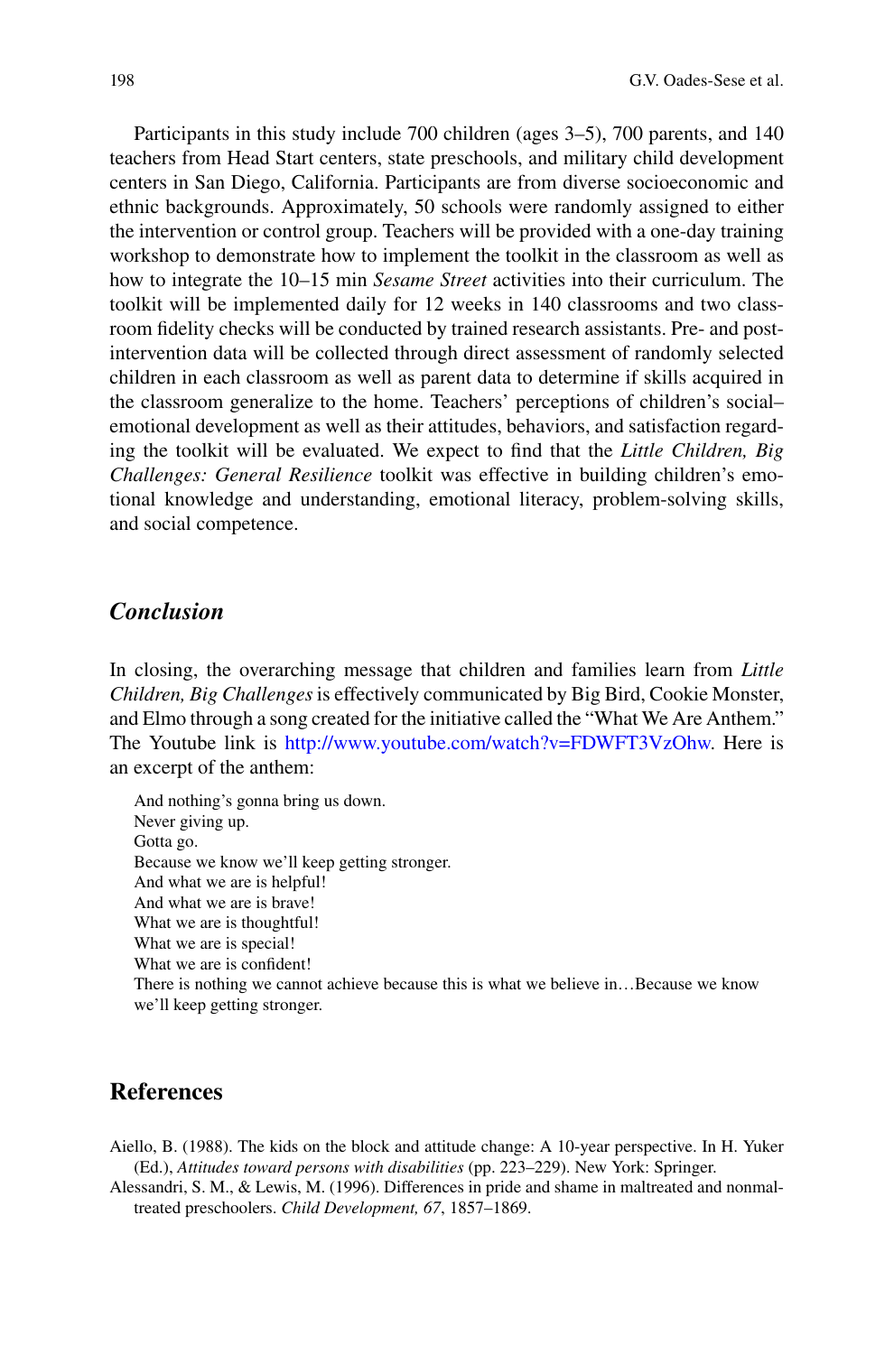Participants in this study include 700 children (ages 3–5), 700 parents, and 140 teachers from Head Start centers, state preschools, and military child development centers in San Diego, California. Participants are from diverse socioeconomic and ethnic backgrounds. Approximately, 50 schools were randomly assigned to either the intervention or control group. Teachers will be provided with a one-day training workshop to demonstrate how to implement the toolkit in the classroom as well as how to integrate the 10–15 min *Sesame Street* activities into their curriculum. The toolkit will be implemented daily for 12 weeks in 140 classrooms and two classroom fidelity checks will be conducted by trained research assistants. Pre- and post-intervention data will be collected through direct assessment of randomly selected children in each classroom as well as parent data to determine if skills acquired in the classroom generalize to the home. Teachers' perceptions of children's social–emotional development as well as their attitudes, behaviors, and satisfaction regarding the toolkit will be evaluated. We expect to find that the *Little Children, Big Challenges: General Resilience* toolkit was effective in building children's emotional knowledge and understanding, emotional literacy, problem-solving skills, and social competence.

## *Conclusion*

In closing, the overarching message that children and families learn from *Little Children, Big Challenges* is effectively communicated by Big Bird, Cookie Monster, and Elmo through a song created for the initiative called the "What We Are Anthem." The Youtube link is http://www.youtube.com/watch?v=FDWFT3VzOhw. Here is an excerpt of the anthem:

> And nothing's gonna bring us down.
> Never giving up.
> Gotta go.
> Because we know we'll keep getting stronger.
> And what we are is helpful!
> And what we are is brave!
> What we are is thoughtful!
> What we are is special!
> What we are is confident!
> There is nothing we cannot achieve because this is what we believe in…Because we know we'll keep getting stronger.

## References

Aiello, B. (1988). The kids on the block and attitude change: A 10-year perspective. In H. Yuker (Ed.), *Attitudes toward persons with disabilities* (pp. 223–229). New York: Springer.

Alessandri, S. M., & Lewis, M. (1996). Differences in pride and shame in maltreated and nonmaltreated preschoolers. *Child Development, 67*, 1857–1869.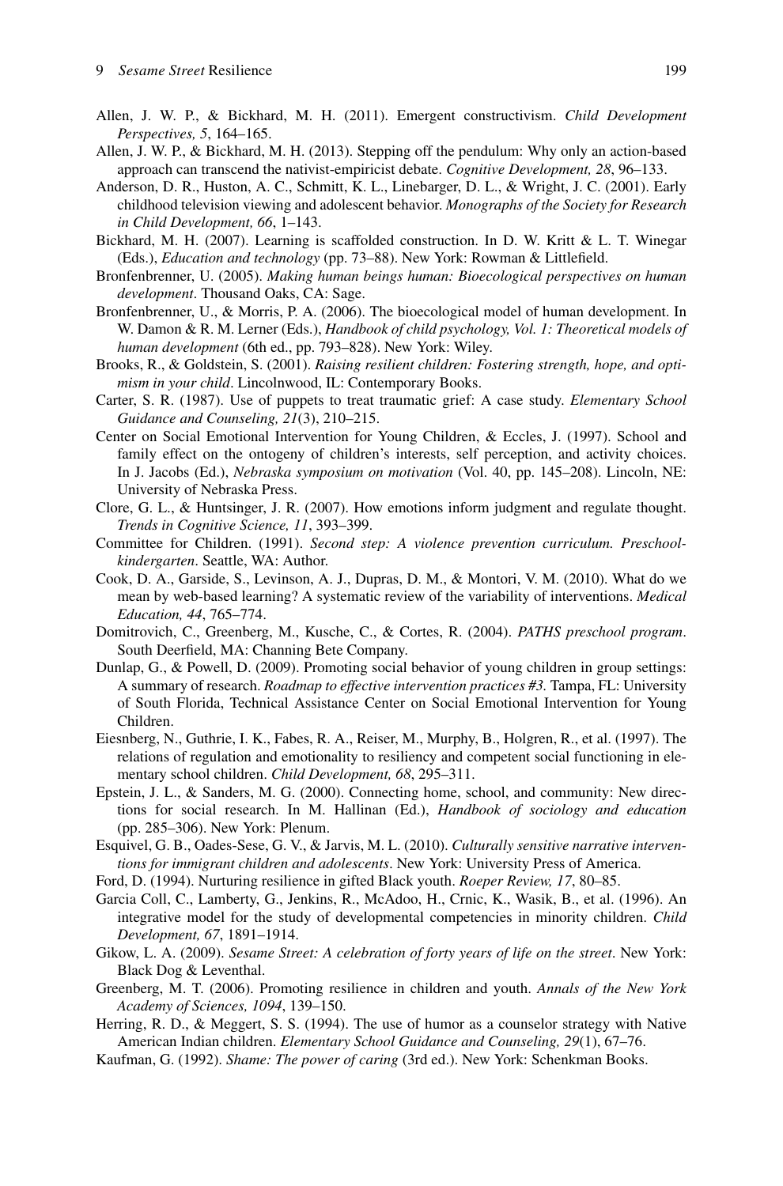Allen, J. W. P., & Bickhard, M. H. (2011). Emergent constructivism. *Child Development Perspectives, 5*, 164–165.

Allen, J. W. P., & Bickhard, M. H. (2013). Stepping off the pendulum: Why only an action-based approach can transcend the nativist-empiricist debate. *Cognitive Development, 28*, 96–133.

Anderson, D. R., Huston, A. C., Schmitt, K. L., Linebarger, D. L., & Wright, J. C. (2001). Early childhood television viewing and adolescent behavior. *Monographs of the Society for Research in Child Development, 66*, 1–143.

Bickhard, M. H. (2007). Learning is scaffolded construction. In D. W. Kritt & L. T. Winegar (Eds.), *Education and technology* (pp. 73–88). New York: Rowman & Littlefield.

Bronfenbrenner, U. (2005). *Making human beings human: Bioecological perspectives on human development*. Thousand Oaks, CA: Sage.

Bronfenbrenner, U., & Morris, P. A. (2006). The bioecological model of human development. In W. Damon & R. M. Lerner (Eds.), *Handbook of child psychology, Vol. 1: Theoretical models of human development* (6th ed., pp. 793–828). New York: Wiley.

Brooks, R., & Goldstein, S. (2001). *Raising resilient children: Fostering strength, hope, and optimism in your child*. Lincolnwood, IL: Contemporary Books.

Carter, S. R. (1987). Use of puppets to treat traumatic grief: A case study. *Elementary School Guidance and Counseling, 21*(3), 210–215.

Center on Social Emotional Intervention for Young Children, & Eccles, J. (1997). School and family effect on the ontogeny of children's interests, self perception, and activity choices. In J. Jacobs (Ed.), *Nebraska symposium on motivation* (Vol. 40, pp. 145–208). Lincoln, NE: University of Nebraska Press.

Clore, G. L., & Huntsinger, J. R. (2007). How emotions inform judgment and regulate thought. *Trends in Cognitive Science, 11*, 393–399.

Committee for Children. (1991). *Second step: A violence prevention curriculum. Preschool-kindergarten*. Seattle, WA: Author.

Cook, D. A., Garside, S., Levinson, A. J., Dupras, D. M., & Montori, V. M. (2010). What do we mean by web-based learning? A systematic review of the variability of interventions. *Medical Education, 44*, 765–774.

Domitrovich, C., Greenberg, M., Kusche, C., & Cortes, R. (2004). *PATHS preschool program*. South Deerfield, MA: Channing Bete Company.

Dunlap, G., & Powell, D. (2009). Promoting social behavior of young children in group settings: A summary of research. *Roadmap to effective intervention practices #3*. Tampa, FL: University of South Florida, Technical Assistance Center on Social Emotional Intervention for Young Children.

Eiesnberg, N., Guthrie, I. K., Fabes, R. A., Reiser, M., Murphy, B., Holgren, R., et al. (1997). The relations of regulation and emotionality to resiliency and competent social functioning in elementary school children. *Child Development, 68*, 295–311.

Epstein, J. L., & Sanders, M. G. (2000). Connecting home, school, and community: New directions for social research. In M. Hallinan (Ed.), *Handbook of sociology and education* (pp. 285–306). New York: Plenum.

Esquivel, G. B., Oades-Sese, G. V., & Jarvis, M. L. (2010). *Culturally sensitive narrative interventions for immigrant children and adolescents*. New York: University Press of America.

Ford, D. (1994). Nurturing resilience in gifted Black youth. *Roeper Review, 17*, 80–85.

Garcia Coll, C., Lamberty, G., Jenkins, R., McAdoo, H., Crnic, K., Wasik, B., et al. (1996). An integrative model for the study of developmental competencies in minority children. *Child Development, 67*, 1891–1914.

Gikow, L. A. (2009). *Sesame Street: A celebration of forty years of life on the street*. New York: Black Dog & Leventhal.

Greenberg, M. T. (2006). Promoting resilience in children and youth. *Annals of the New York Academy of Sciences, 1094*, 139–150.

Herring, R. D., & Meggert, S. S. (1994). The use of humor as a counselor strategy with Native American Indian children. *Elementary School Guidance and Counseling, 29*(1), 67–76.

Kaufman, G. (1992). *Shame: The power of caring* (3rd ed.). New York: Schenkman Books.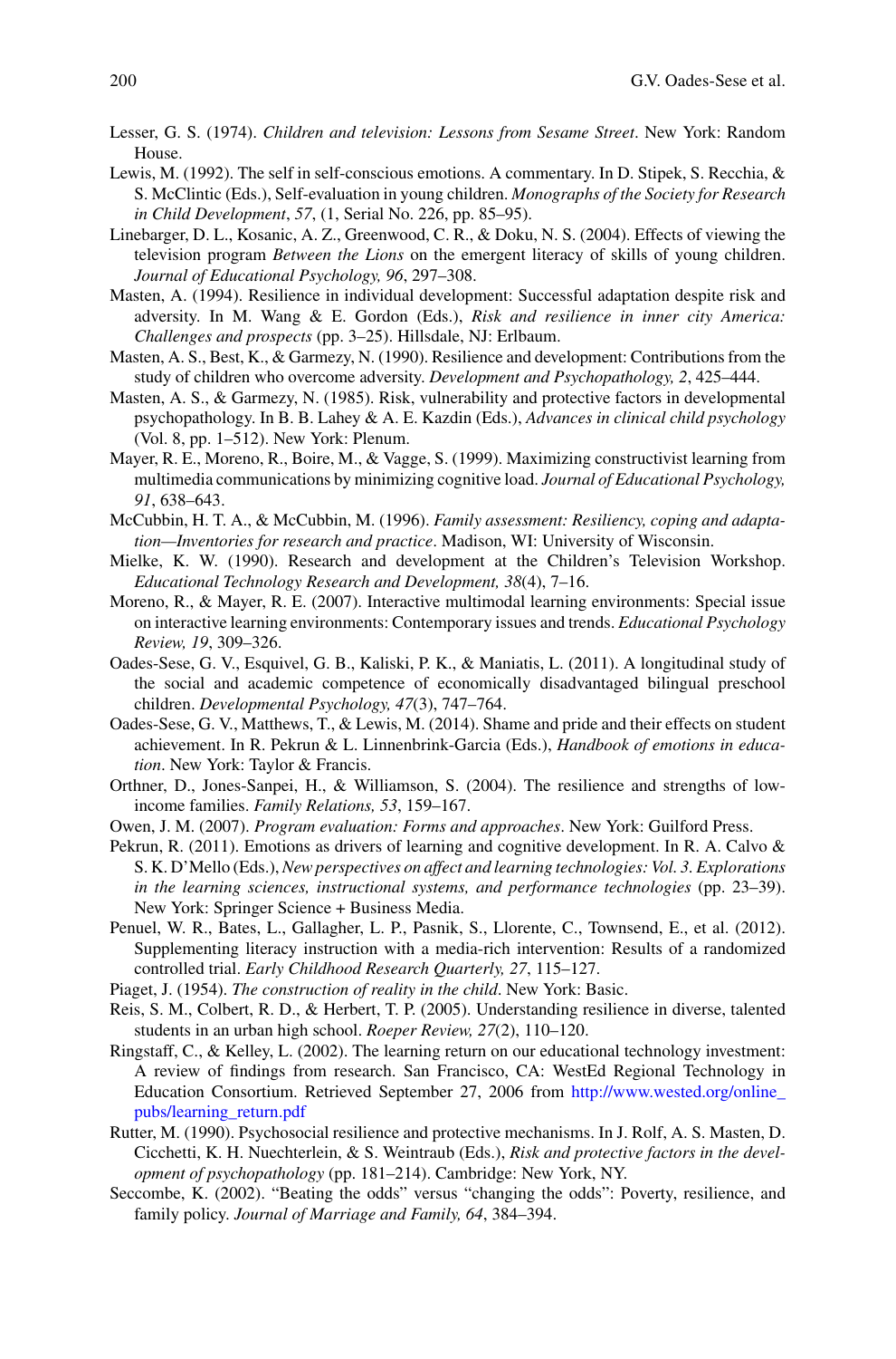Lesser, G. S. (1974). *Children and television: Lessons from Sesame Street*. New York: Random House.

Lewis, M. (1992). The self in self-conscious emotions. A commentary. In D. Stipek, S. Recchia, & S. McClintic (Eds.), Self-evaluation in young children. *Monographs of the Society for Research in Child Development*, *57*, (1, Serial No. 226, pp. 85–95).

Linebarger, D. L., Kosanic, A. Z., Greenwood, C. R., & Doku, N. S. (2004). Effects of viewing the television program *Between the Lions* on the emergent literacy of skills of young children. *Journal of Educational Psychology, 96*, 297–308.

Masten, A. (1994). Resilience in individual development: Successful adaptation despite risk and adversity. In M. Wang & E. Gordon (Eds.), *Risk and resilience in inner city America: Challenges and prospects* (pp. 3–25). Hillsdale, NJ: Erlbaum.

Masten, A. S., Best, K., & Garmezy, N. (1990). Resilience and development: Contributions from the study of children who overcome adversity. *Development and Psychopathology, 2*, 425–444.

Masten, A. S., & Garmezy, N. (1985). Risk, vulnerability and protective factors in developmental psychopathology. In B. B. Lahey & A. E. Kazdin (Eds.), *Advances in clinical child psychology* (Vol. 8, pp. 1–512). New York: Plenum.

Mayer, R. E., Moreno, R., Boire, M., & Vagge, S. (1999). Maximizing constructivist learning from multimedia communications by minimizing cognitive load. *Journal of Educational Psychology, 91*, 638–643.

McCubbin, H. T. A., & McCubbin, M. (1996). *Family assessment: Resiliency, coping and adaptation—Inventories for research and practice*. Madison, WI: University of Wisconsin.

Mielke, K. W. (1990). Research and development at the Children's Television Workshop. *Educational Technology Research and Development, 38*(4), 7–16.

Moreno, R., & Mayer, R. E. (2007). Interactive multimodal learning environments: Special issue on interactive learning environments: Contemporary issues and trends. *Educational Psychology Review, 19*, 309–326.

Oades-Sese, G. V., Esquivel, G. B., Kaliski, P. K., & Maniatis, L. (2011). A longitudinal study of the social and academic competence of economically disadvantaged bilingual preschool children. *Developmental Psychology, 47*(3), 747–764.

Oades-Sese, G. V., Matthews, T., & Lewis, M. (2014). Shame and pride and their effects on student achievement. In R. Pekrun & L. Linnenbrink-Garcia (Eds.), *Handbook of emotions in education*. New York: Taylor & Francis.

Orthner, D., Jones-Sanpei, H., & Williamson, S. (2004). The resilience and strengths of low-income families. *Family Relations, 53*, 159–167.

Owen, J. M. (2007). *Program evaluation: Forms and approaches*. New York: Guilford Press.

Pekrun, R. (2011). Emotions as drivers of learning and cognitive development. In R. A. Calvo & S. K. D'Mello (Eds.), *New perspectives on affect and learning technologies: Vol. 3. Explorations in the learning sciences, instructional systems, and performance technologies* (pp. 23–39). New York: Springer Science + Business Media.

Penuel, W. R., Bates, L., Gallagher, L. P., Pasnik, S., Llorente, C., Townsend, E., et al. (2012). Supplementing literacy instruction with a media-rich intervention: Results of a randomized controlled trial. *Early Childhood Research Quarterly, 27*, 115–127.

Piaget, J. (1954). *The construction of reality in the child*. New York: Basic.

Reis, S. M., Colbert, R. D., & Herbert, T. P. (2005). Understanding resilience in diverse, talented students in an urban high school. *Roeper Review, 27*(2), 110–120.

Ringstaff, C., & Kelley, L. (2002). The learning return on our educational technology investment: A review of findings from research. San Francisco, CA: WestEd Regional Technology in Education Consortium. Retrieved September 27, 2006 from http://www.wested.org/online_pubs/learning_return.pdf

Rutter, M. (1990). Psychosocial resilience and protective mechanisms. In J. Rolf, A. S. Masten, D. Cicchetti, K. H. Nuechterlein, & S. Weintraub (Eds.), *Risk and protective factors in the development of psychopathology* (pp. 181–214). Cambridge: New York, NY.

Seccombe, K. (2002). "Beating the odds" versus "changing the odds": Poverty, resilience, and family policy. *Journal of Marriage and Family, 64*, 384–394.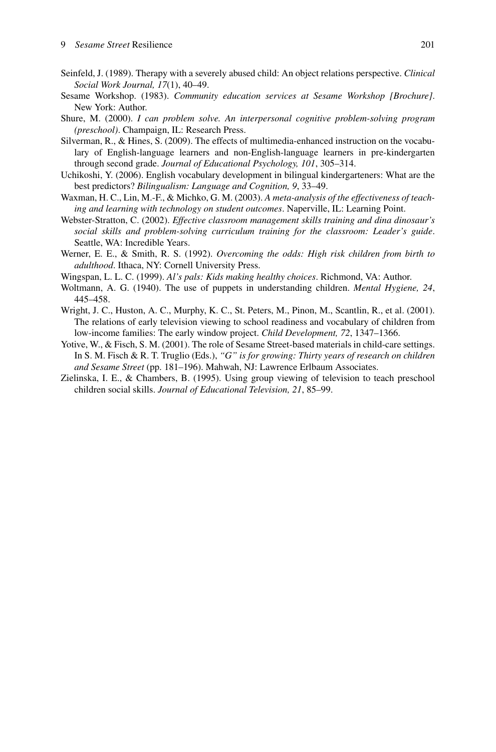Seinfeld, J. (1989). Therapy with a severely abused child: An object relations perspective. *Clinical Social Work Journal, 17*(1), 40–49.

Sesame Workshop. (1983). *Community education services at Sesame Workshop [Brochure]*. New York: Author.

Shure, M. (2000). *I can problem solve. An interpersonal cognitive problem-solving program (preschool)*. Champaign, IL: Research Press.

Silverman, R., & Hines, S. (2009). The effects of multimedia-enhanced instruction on the vocabulary of English-language learners and non-English-language learners in pre-kindergarten through second grade. *Journal of Educational Psychology, 101*, 305–314.

Uchikoshi, Y. (2006). English vocabulary development in bilingual kindergarteners: What are the best predictors? *Bilingualism: Language and Cognition, 9*, 33–49.

Waxman, H. C., Lin, M.-F., & Michko, G. M. (2003). *A meta-analysis of the effectiveness of teaching and learning with technology on student outcomes*. Naperville, IL: Learning Point.

Webster-Stratton, C. (2002). *Effective classroom management skills training and dina dinosaur's social skills and problem-solving curriculum training for the classroom: Leader's guide*. Seattle, WA: Incredible Years.

Werner, E. E., & Smith, R. S. (1992). *Overcoming the odds: High risk children from birth to adulthood*. Ithaca, NY: Cornell University Press.

Wingspan, L. L. C. (1999). *Al's pals: Kids making healthy choices*. Richmond, VA: Author.

Woltmann, A. G. (1940). The use of puppets in understanding children. *Mental Hygiene, 24*, 445–458.

Wright, J. C., Huston, A. C., Murphy, K. C., St. Peters, M., Pinon, M., Scantlin, R., et al. (2001). The relations of early television viewing to school readiness and vocabulary of children from low-income families: The early window project. *Child Development, 72*, 1347–1366.

Yotive, W., & Fisch, S. M. (2001). The role of Sesame Street-based materials in child-care settings. In S. M. Fisch & R. T. Truglio (Eds.), *"G" is for growing: Thirty years of research on children and Sesame Street* (pp. 181–196). Mahwah, NJ: Lawrence Erlbaum Associates.

Zielinska, I. E., & Chambers, B. (1995). Using group viewing of television to teach preschool children social skills. *Journal of Educational Television, 21*, 85–99.